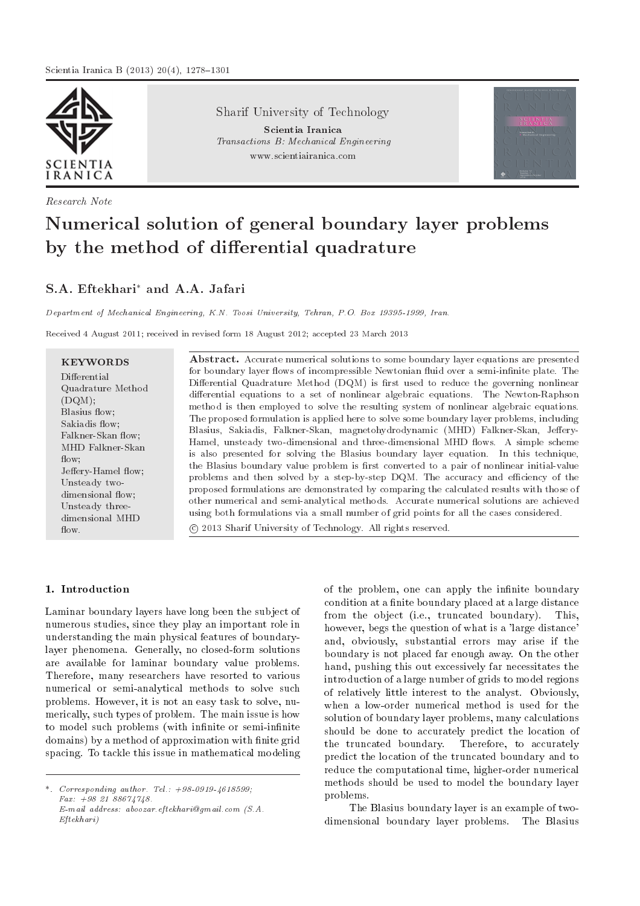Sharif University of Technology

Scientia Iranica

*Transactions B: Mechanical Engineering*

www.scientiairanica.com

*Research Note*

# Numerical solution of general boundary layer problems by the method of differential quadrature

**S.A. Eftekhari*** **and A.A. Jafari**

*Department of Mechanical Engineering, K.N. Toosi University, Tehran, P.O. Box 19395-1999, Iran.*

Received 4 August 2011; received in revised form 18 August 2012; accepted 23 March 2013

**KEYWORDS**

Differential Quadrature Method (DQM);
Blasius flow;
Sakiadis flow;
Falkner-Skan flow;
MHD Falkner-Skan flow;
Jeffery-Hamel flow;
Unsteady two-dimensional flow;
Unsteady three-dimensional MHD flow.

**Abstract.** Accurate numerical solutions to some boundary layer equations are presented for boundary layer flows of incompressible Newtonian fluid over a semi-infinite plate. The Differential Quadrature Method (DQM) is first used to reduce the governing nonlinear differential equations to a set of nonlinear algebraic equations. The Newton-Raphson method is then employed to solve the resulting system of nonlinear algebraic equations. The proposed formulation is applied here to solve some boundary layer problems, including Blasius, Sakiadis, Falkner-Skan, magnetohydrodynamic (MHD) Falkner-Skan, Jeffery-Hamel, unsteady two-dimensional and three-dimensional MHD flows. A simple scheme is also presented for solving the Blasius boundary layer equation. In this technique, the Blasius boundary value problem is first converted to a pair of nonlinear initial-value problems and then solved by a step-by-step DQM. The accuracy and efficiency of the proposed formulations are demonstrated by comparing the calculated results with those of other numerical and semi-analytical methods. Accurate numerical solutions are achieved using both formulations via a small number of grid points for all the cases considered.

© 2013 Sharif University of Technology. All rights reserved.

## 1. Introduction

Laminar boundary layers have long been the subject of numerous studies, since they play an important role in understanding the main physical features of boundary-layer phenomena. Generally, no closed-form solutions are available for laminar boundary value problems. Therefore, many researchers have resorted to various numerical or semi-analytical methods to solve such problems. However, it is not an easy task to solve, numerically, such types of problem. The main issue is how to model such problems (with infinite or semi-infinite domains) by a method of approximation with finite grid spacing. To tackle this issue in mathematical modeling of the problem, one can apply the infinite boundary condition at a finite boundary placed at a large distance from the object (i.e., truncated boundary). This, however, begs the question of what is a 'large distance' and, obviously, substantial errors may arise if the boundary is not placed far enough away. On the other hand, pushing this out excessively far necessitates the introduction of a large number of grids to model regions of relatively little interest to the analyst. Obviously, when a low-order numerical method is used for the solution of boundary layer problems, many calculations should be done to accurately predict the location of the truncated boundary. Therefore, to accurately predict the location of the truncated boundary and to reduce the computational time, higher-order numerical methods should be used to model the boundary layer problems.

The Blasius boundary layer is an example of two-dimensional boundary layer problems. The Blasius

---

*. Corresponding author. Tel.: +98-0919-4618599; Fax: +98 21 88674748.
E-mail address: aboozar.eftekhari@gmail.com (S.A. Eftekhari)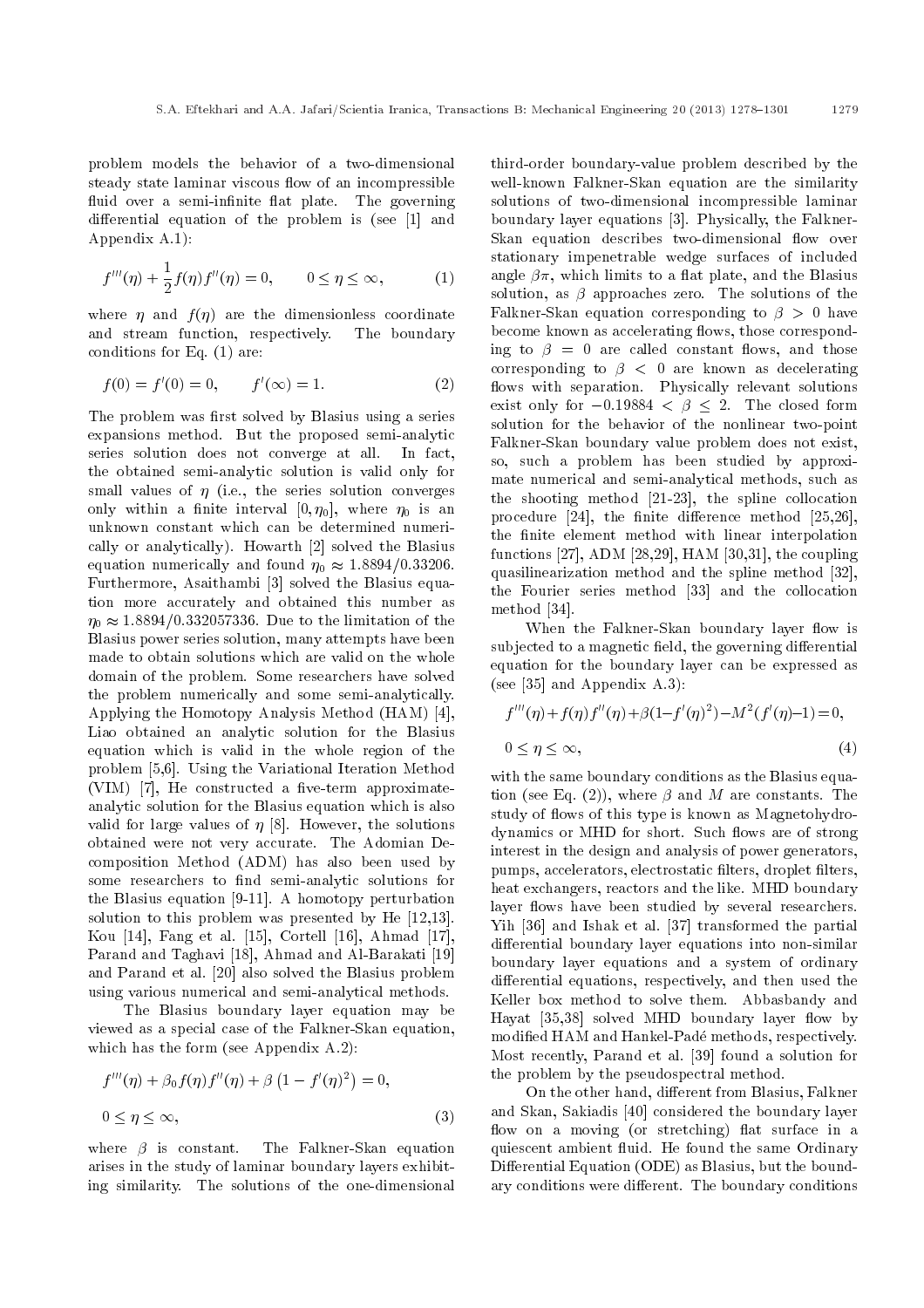problem models the behavior of a two-dimensional steady state laminar viscous flow of an incompressible fluid over a semi-infinite flat plate. The governing differential equation of the problem is (see [1] and Appendix A.1):

$$f'''(\eta) + \frac{1}{2} f(\eta) f''(\eta) = 0, \qquad 0 \leq \eta \leq \infty, \tag{1}$$

where $\eta$ and $f(\eta)$ are the dimensionless coordinate and stream function, respectively. The boundary conditions for Eq. (1) are:

$$f(0) = f'(0) = 0, \qquad f'(\infty) = 1. \tag{2}$$

The problem was first solved by Blasius using a series expansions method. But the proposed semi-analytic series solution does not converge at all. In fact, the obtained semi-analytic solution is valid only for small values of $\eta$ (i.e., the series solution converges only within a finite interval $[0, \eta_0]$, where $\eta_0$ is an unknown constant which can be determined numerically or analytically). Howarth [2] solved the Blasius equation numerically and found $\eta_0 \approx 1.8894/0.33206$. Furthermore, Asaithambi [3] solved the Blasius equation more accurately and obtained this number as $\eta_0 \approx 1.8894/0.332057336$. Due to the limitation of the Blasius power series solution, many attempts have been made to obtain solutions which are valid on the whole domain of the problem. Some researchers have solved the problem numerically and some semi-analytically. Applying the Homotopy Analysis Method (HAM) [4], Liao obtained an analytic solution for the Blasius equation which is valid in the whole region of the problem [5,6]. Using the Variational Iteration Method (VIM) [7], He constructed a five-term approximate-analytic solution for the Blasius equation which is also valid for large values of $\eta$ [8]. However, the solutions obtained were not very accurate. The Adomian Decomposition Method (ADM) has also been used by some researchers to find semi-analytic solutions for the Blasius equation [9-11]. A homotopy perturbation solution to this problem was presented by He [12,13]. Kou [14], Fang et al. [15], Cortell [16], Ahmad [17], Parand and Taghavi [18], Ahmad and Al-Barakati [19] and Parand et al. [20] also solved the Blasius problem using various numerical and semi-analytical methods.

The Blasius boundary layer equation may be viewed as a special case of the Falkner-Skan equation, which has the form (see Appendix A.2):

$$f'''(\eta) + \beta_0 f(\eta) f''(\eta) + \beta\left(1 - f'(\eta)^2\right) = 0,$$
$$0 \leq \eta \leq \infty, \tag{3}$$

where $\beta$ is constant. The Falkner-Skan equation arises in the study of laminar boundary layers exhibiting similarity. The solutions of the one-dimensional third-order boundary-value problem described by the well-known Falkner-Skan equation are the similarity solutions of two-dimensional incompressible laminar boundary layer equations [3]. Physically, the Falkner-Skan equation describes two-dimensional flow over stationary impenetrable wedge surfaces of included angle $\beta\pi$, which limits to a flat plate, and the Blasius solution, as $\beta$ approaches zero. The solutions of the Falkner-Skan equation corresponding to $\beta > 0$ have become known as accelerating flows, those corresponding to $\beta = 0$ are called constant flows, and those corresponding to $\beta < 0$ are known as decelerating flows with separation. Physically relevant solutions exist only for $-0.19884 < \beta \leq 2$. The closed form solution for the behavior of the nonlinear two-point Falkner-Skan boundary value problem does not exist, so, such a problem has been studied by approximate numerical and semi-analytical methods, such as the shooting method [21-23], the spline collocation procedure [24], the finite difference method [25,26], the finite element method with linear interpolation functions [27], ADM [28,29], HAM [30,31], the coupling quasilinearization method and the spline method [32], the Fourier series method [33] and the collocation method [34].

When the Falkner-Skan boundary layer flow is subjected to a magnetic field, the governing differential equation for the boundary layer can be expressed as (see [35] and Appendix A.3):

$$f'''(\eta) + f(\eta) f''(\eta) + \beta(1 - f'(\eta)^2) - M^2(f'(\eta) - 1) = 0,$$
$$0 \leq \eta \leq \infty, \tag{4}$$

with the same boundary conditions as the Blasius equation (see Eq. (2)), where $\beta$ and $M$ are constants. The study of flows of this type is known as Magnetohydrodynamics or MHD for short. Such flows are of strong interest in the design and analysis of power generators, pumps, accelerators, electrostatic filters, droplet filters, heat exchangers, reactors and the like. MHD boundary layer flows have been studied by several researchers. Yih [36] and Ishak et al. [37] transformed the partial differential boundary layer equations into non-similar boundary layer equations and a system of ordinary differential equations, respectively, and then used the Keller box method to solve them. Abbasbandy and Hayat [35,38] solved MHD boundary layer flow by modified HAM and Hankel-Padé methods, respectively. Most recently, Parand et al. [39] found a solution for the problem by the pseudospectral method.

On the other hand, different from Blasius, Falkner and Skan, Sakiadis [40] considered the boundary layer flow on a moving (or stretching) flat surface in a quiescent ambient fluid. He found the same Ordinary Differential Equation (ODE) as Blasius, but the boundary conditions were different. The boundary conditions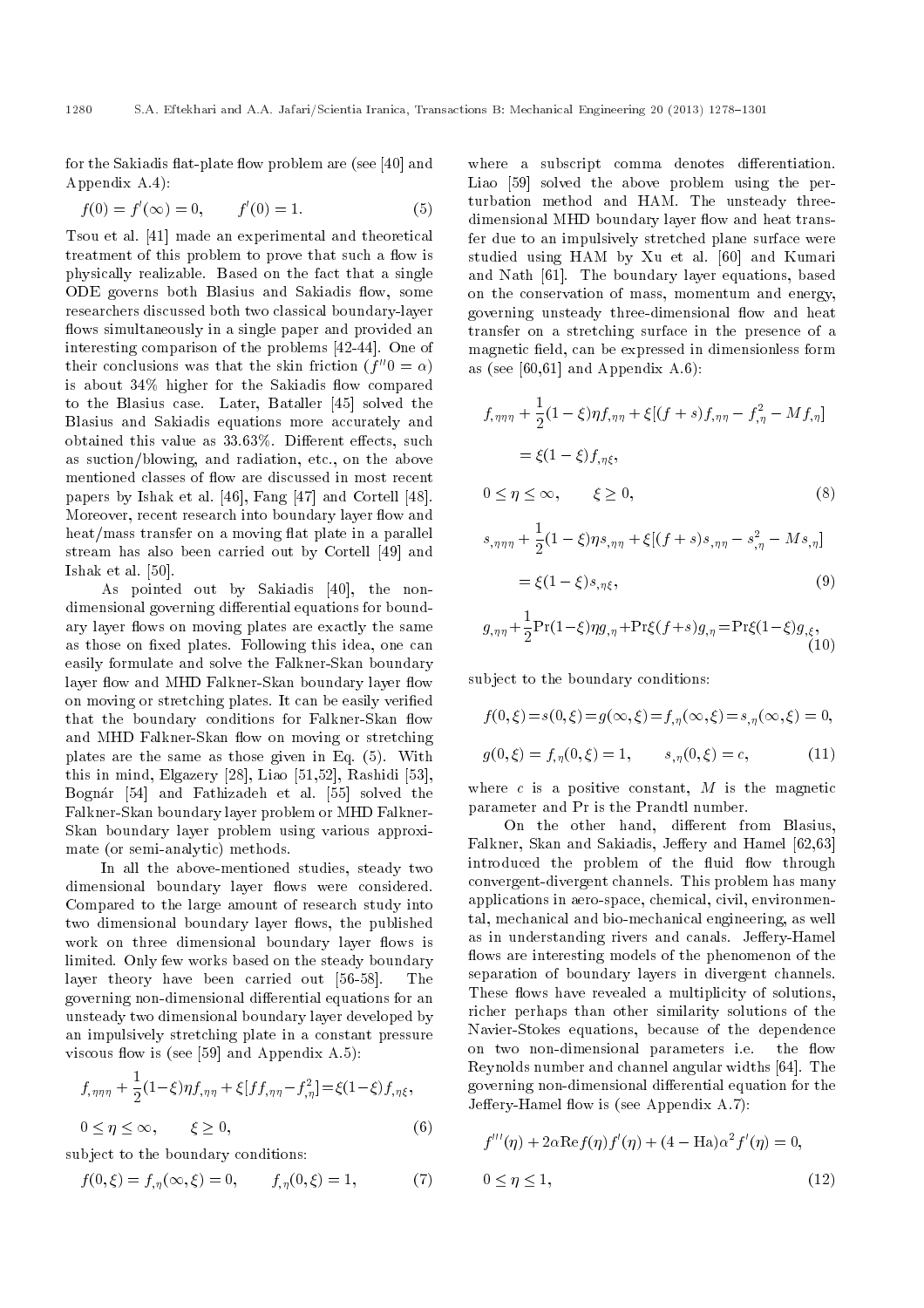for the Sakiadis flat-plate flow problem are (see [40] and Appendix A.4):

$$f(0) = f'(\infty) = 0, \qquad f'(0) = 1. \tag{5}$$

Tsou et al. [41] made an experimental and theoretical treatment of this problem to prove that such a flow is physically realizable. Based on the fact that a single ODE governs both Blasius and Sakiadis flow, some researchers discussed both two classical boundary-layer flows simultaneously in a single paper and provided an interesting comparison of the problems [42-44]. One of their conclusions was that the skin friction ($f''0 = \alpha$) is about 34% higher for the Sakiadis flow compared to the Blasius case. Later, Bataller [45] solved the Blasius and Sakiadis equations more accurately and obtained this value as 33.63%. Different effects, such as suction/blowing, and radiation, etc., on the above mentioned classes of flow are discussed in most recent papers by Ishak et al. [46], Fang [47] and Cortell [48]. Moreover, recent research into boundary layer flow and heat/mass transfer on a moving flat plate in a parallel stream has also been carried out by Cortell [49] and Ishak et al. [50].

As pointed out by Sakiadis [40], the non-dimensional governing differential equations for boundary layer flows on moving plates are exactly the same as those on fixed plates. Following this idea, one can easily formulate and solve the Falkner-Skan boundary layer flow and MHD Falkner-Skan boundary layer flow on moving or stretching plates. It can be easily verified that the boundary conditions for Falkner-Skan flow and MHD Falkner-Skan flow on moving or stretching plates are the same as those given in Eq. (5). With this in mind, Elgazery [28], Liao [51,52], Rashidi [53], Bognár [54] and Fathizadeh et al. [55] solved the Falkner-Skan boundary layer problem or MHD Falkner-Skan boundary layer problem using various approximate (or semi-analytic) methods.

In all the above-mentioned studies, steady two dimensional boundary layer flows were considered. Compared to the large amount of research study into two dimensional boundary layer flows, the published work on three dimensional boundary layer flows is limited. Only few works based on the steady boundary layer theory have been carried out [56-58]. The governing non-dimensional differential equations for an unsteady two dimensional boundary layer developed by an impulsively stretching plate in a constant pressure viscous flow is (see [59] and Appendix A.5):

$$f_{,\eta\eta\eta} + \frac{1}{2}(1-\xi)\eta f_{,\eta\eta} + \xi[ff_{,\eta\eta} - f_{,\eta}^2] = \xi(1-\xi)f_{,\eta\xi},$$

$$0 \leq \eta \leq \infty, \qquad \xi \geq 0, \tag{6}$$

subject to the boundary conditions:

$$f(0,\xi) = f_{,\eta}(\infty,\xi) = 0, \qquad f_{,\eta}(0,\xi) = 1, \tag{7}$$

where a subscript comma denotes differentiation. Liao [59] solved the above problem using the perturbation method and HAM. The unsteady three-dimensional MHD boundary layer flow and heat transfer due to an impulsively stretched plane surface were studied using HAM by Xu et al. [60] and Kumari and Nath [61]. The boundary layer equations, based on the conservation of mass, momentum and energy, governing unsteady three-dimensional flow and heat transfer on a stretching surface in the presence of a magnetic field, can be expressed in dimensionless form as (see [60,61] and Appendix A.6):

$$f_{,\eta\eta\eta} + \frac{1}{2}(1-\xi)\eta f_{,\eta\eta} + \xi[(f+s)f_{,\eta\eta} - f_{,\eta}^2 - Mf_{,\eta}]$$

$$= \xi(1-\xi)f_{,\eta\xi},$$

$$0 \leq \eta \leq \infty, \qquad \xi \geq 0, \tag{8}$$

$$s_{,\eta\eta\eta} + \frac{1}{2}(1-\xi)\eta s_{,\eta\eta} + \xi[(f+s)s_{,\eta\eta} - s_{,\eta}^2 - Ms_{,\eta}]$$

$$= \xi(1-\xi)s_{,\eta\xi}, \tag{9}$$

$$g_{,\eta\eta} + \frac{1}{2}\Pr(1-\xi)\eta g_{,\eta} + \Pr\xi(f+s)g_{,\eta} = \Pr\xi(1-\xi)g_{,\xi}, \tag{10}$$

subject to the boundary conditions:

$$f(0,\xi) = s(0,\xi) = g(\infty,\xi) = f_{,\eta}(\infty,\xi) = s_{,\eta}(\infty,\xi) = 0,$$

$$g(0,\xi) = f_{,\eta}(0,\xi) = 1, \qquad s_{,\eta}(0,\xi) = c, \tag{11}$$

where $c$ is a positive constant, $M$ is the magnetic parameter and Pr is the Prandtl number.

On the other hand, different from Blasius, Falkner, Skan and Sakiadis, Jeffery and Hamel [62,63] introduced the problem of the fluid flow through convergent-divergent channels. This problem has many applications in aero-space, chemical, civil, environmental, mechanical and bio-mechanical engineering, as well as in understanding rivers and canals. Jeffery-Hamel flows are interesting models of the phenomenon of the separation of boundary layers in divergent channels. These flows have revealed a multiplicity of solutions, richer perhaps than other similarity solutions of the Navier-Stokes equations, because of the dependence on two non-dimensional parameters i.e. the flow Reynolds number and channel angular widths [64]. The governing non-dimensional differential equation for the Jeffery-Hamel flow is (see Appendix A.7):

$$f'''(\eta) + 2\alpha \mathrm{Re} f(\eta) f'(\eta) + (4 - \mathrm{Ha})\alpha^2 f'(\eta) = 0,$$

$$0 \leq \eta \leq 1, \tag{12}$$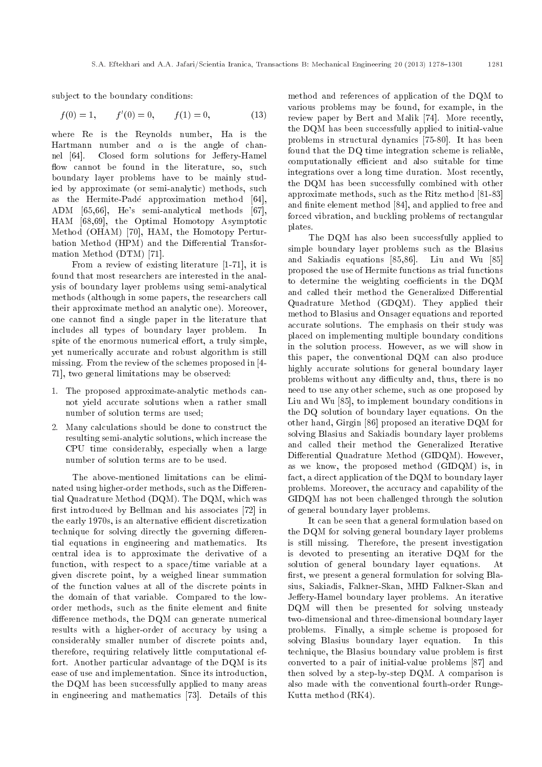subject to the boundary conditions:

$$f(0) = 1, \qquad f'(0) = 0, \qquad f(1) = 0, \tag{13}$$

where Re is the Reynolds number, Ha is the Hartmann number and $\alpha$ is the angle of channel [64]. Closed form solutions for Jeffery-Hamel flow cannot be found in the literature, so, such boundary layer problems have to be mainly studied by approximate (or semi-analytic) methods, such as the Hermite-Padé approximation method [64], ADM [65,66], He's semi-analytical methods [67], HAM [68,69], the Optimal Homotopy Asymptotic Method (OHAM) [70], HAM, the Homotopy Perturbation Method (HPM) and the Differential Transformation Method (DTM) [71].

From a review of existing literature [1-71], it is found that most researchers are interested in the analysis of boundary layer problems using semi-analytical methods (although in some papers, the researchers call their approximate method an analytic one). Moreover, one cannot find a single paper in the literature that includes all types of boundary layer problem. In spite of the enormous numerical effort, a truly simple, yet numerically accurate and robust algorithm is still missing. From the review of the schemes proposed in [4-71], two general limitations may be observed:

1. The proposed approximate-analytic methods cannot yield accurate solutions when a rather small number of solution terms are used;
2. Many calculations should be done to construct the resulting semi-analytic solutions, which increase the CPU time considerably, especially when a large number of solution terms are to be used.

The above-mentioned limitations can be eliminated using higher-order methods, such as the Differential Quadrature Method (DQM). The DQM, which was first introduced by Bellman and his associates [72] in the early 1970s, is an alternative efficient discretization technique for solving directly the governing differential equations in engineering and mathematics. Its central idea is to approximate the derivative of a function, with respect to a space/time variable at a given discrete point, by a weighed linear summation of the function values at all of the discrete points in the domain of that variable. Compared to the low-order methods, such as the finite element and finite difference methods, the DQM can generate numerical results with a higher-order of accuracy by using a considerably smaller number of discrete points and, therefore, requiring relatively little computational effort. Another particular advantage of the DQM is its ease of use and implementation. Since its introduction, the DQM has been successfully applied to many areas in engineering and mathematics [73]. Details of this method and references of application of the DQM to various problems may be found, for example, in the review paper by Bert and Malik [74]. More recently, the DQM has been successfully applied to initial-value problems in structural dynamics [75-80]. It has been found that the DQ time integration scheme is reliable, computationally efficient and also suitable for time integrations over a long time duration. Most recently, the DQM has been successfully combined with other approximate methods, such as the Ritz method [81-83] and finite element method [84], and applied to free and forced vibration, and buckling problems of rectangular plates.

The DQM has also been successfully applied to simple boundary layer problems such as the Blasius and Sakiadis equations [85,86]. Liu and Wu [85] proposed the use of Hermite functions as trial functions to determine the weighting coefficients in the DQM and called their method the Generalized Differential Quadrature Method (GDQM). They applied their method to Blasius and Onsager equations and reported accurate solutions. The emphasis on their study was placed on implementing multiple boundary conditions in the solution process. However, as we will show in this paper, the conventional DQM can also produce highly accurate solutions for general boundary layer problems without any difficulty and, thus, there is no need to use any other scheme, such as one proposed by Liu and Wu [85], to implement boundary conditions in the DQ solution of boundary layer equations. On the other hand, Girgin [86] proposed an iterative DQM for solving Blasius and Sakiadis boundary layer problems and called their method the Generalized Iterative Differential Quadrature Method (GIDQM). However, as we know, the proposed method (GIDQM) is, in fact, a direct application of the DQM to boundary layer problems. Moreover, the accuracy and capability of the GIDQM has not been challenged through the solution of general boundary layer problems.

It can be seen that a general formulation based on the DQM for solving general boundary layer problems is still missing. Therefore, the present investigation is devoted to presenting an iterative DQM for the solution of general boundary layer equations. At first, we present a general formulation for solving Blasius, Sakiadis, Falkner-Skan, MHD Falkner-Skan and Jeffery-Hamel boundary layer problems. An iterative DQM will then be presented for solving unsteady two-dimensional and three-dimensional boundary layer problems. Finally, a simple scheme is proposed for solving Blasius boundary layer equation. In this technique, the Blasius boundary value problem is first converted to a pair of initial-value problems [87] and then solved by a step-by-step DQM. A comparison is also made with the conventional fourth-order Runge-Kutta method (RK4).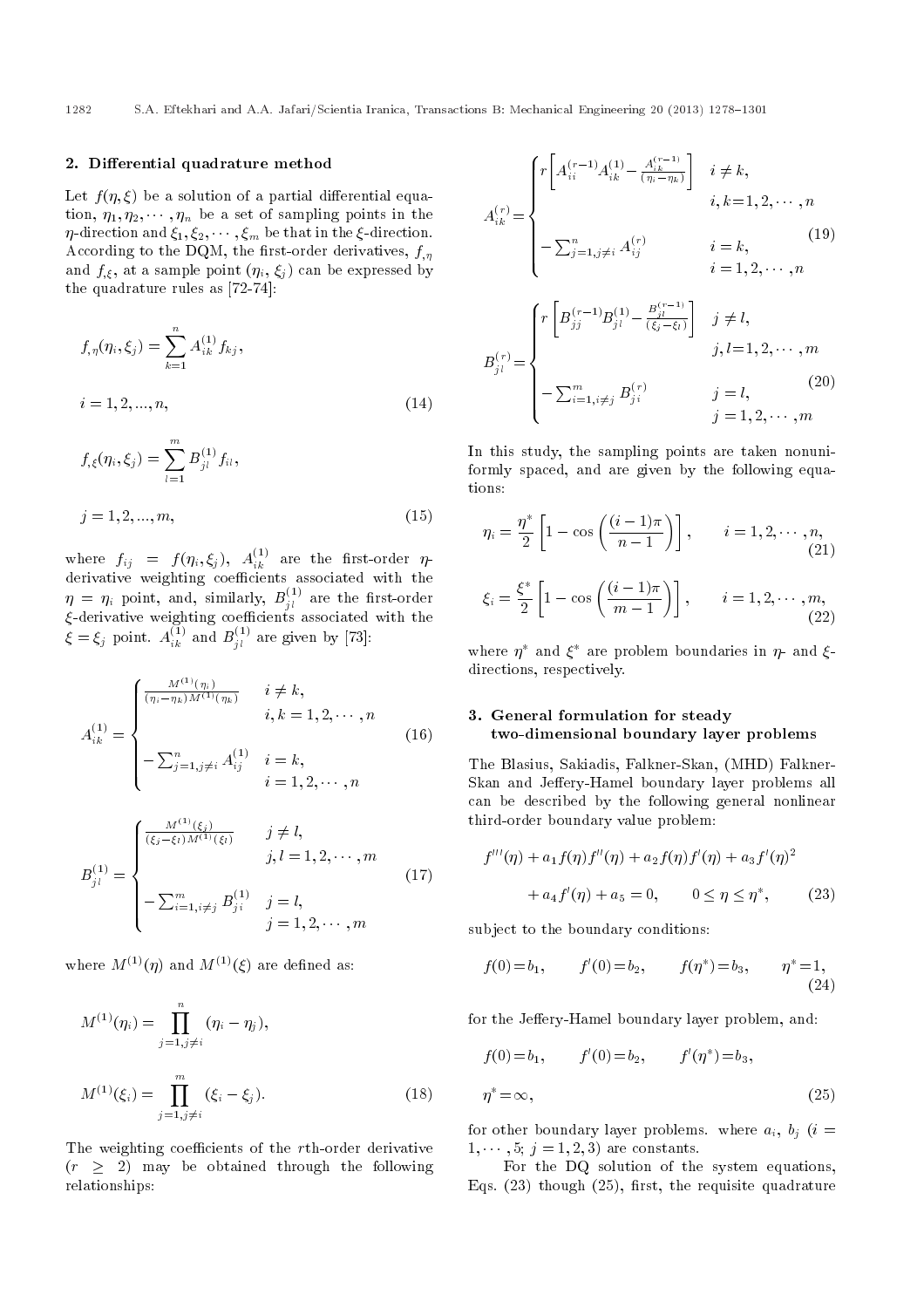## 2. Differential quadrature method

Let $f(\eta,\xi)$ be a solution of a partial differential equation, $\eta_1,\eta_2,\cdots,\eta_n$ be a set of sampling points in the $\eta$-direction and $\xi_1,\xi_2,\cdots,\xi_m$ be that in the $\xi$-direction. According to the DQM, the first-order derivatives, $f_{,\eta}$ and $f_{,\xi}$, at a sample point $(\eta_i,\xi_j)$ can be expressed by the quadrature rules as [72-74]:

$$f_{,\eta}(\eta_i,\xi_j)=\sum_{k=1}^{n}A_{ik}^{(1)}f_{kj},$$

$$i=1,2,...,n, \tag{14}$$

$$f_{,\xi}(\eta_i,\xi_j)=\sum_{l=1}^{m}B_{jl}^{(1)}f_{il},$$

$$j=1,2,...,m, \tag{15}$$

where $f_{ij}=f(\eta_i,\xi_j)$, $A_{ik}^{(1)}$ are the first-order $\eta$-derivative weighting coefficients associated with the $\eta=\eta_i$ point, and, similarly, $B_{jl}^{(1)}$ are the first-order $\xi$-derivative weighting coefficients associated with the $\xi=\xi_j$ point. $A_{ik}^{(1)}$ and $B_{jl}^{(1)}$ are given by [73]:

$$A_{ik}^{(1)}=\begin{cases}\dfrac{M^{(1)}(\eta_i)}{(\eta_i-\eta_k)M^{(1)}(\eta_k)} & i\neq k,\\ & i,k=1,2,\cdots,n\\ -\sum_{j=1,j\neq i}^{n}A_{ij}^{(1)} & i=k,\\ & i=1,2,\cdots,n\end{cases} \tag{16}$$

$$B_{jl}^{(1)}=\begin{cases}\dfrac{M^{(1)}(\xi_j)}{(\xi_j-\xi_l)M^{(1)}(\xi_l)} & j\neq l,\\ & j,l=1,2,\cdots,m\\ -\sum_{i=1,i\neq j}^{m}B_{ji}^{(1)} & j=l,\\ & j=1,2,\cdots,m\end{cases} \tag{17}$$

where $M^{(1)}(\eta)$ and $M^{(1)}(\xi)$ are defined as:

$$M^{(1)}(\eta_i)=\prod_{j=1,j\neq i}^{n}(\eta_i-\eta_j),$$

$$M^{(1)}(\xi_i)=\prod_{j=1,j\neq i}^{m}(\xi_i-\xi_j). \tag{18}$$

The weighting coefficients of the $r$th-order derivative ($r\geq 2$) may be obtained through the following relationships:

$$A_{ik}^{(r)}=\begin{cases}r\left[A_{ii}^{(r-1)}A_{ik}^{(1)}-\dfrac{A_{ik}^{(r-1)}}{(\eta_i-\eta_k)}\right] & i\neq k,\\ & i,k=1,2,\cdots,n\\ -\sum_{j=1,j\neq i}^{n}A_{ij}^{(r)} & i=k,\\ & i=1,2,\cdots,n\end{cases} \tag{19}$$

$$B_{jl}^{(r)}=\begin{cases}r\left[B_{jj}^{(r-1)}B_{jl}^{(1)}-\dfrac{B_{jl}^{(r-1)}}{(\xi_j-\xi_l)}\right] & j\neq l,\\ & j,l=1,2,\cdots,m\\ -\sum_{i=1,i\neq j}^{m}B_{ji}^{(r)} & j=l,\\ & j=1,2,\cdots,m\end{cases} \tag{20}$$

In this study, the sampling points are taken nonuniformly spaced, and are given by the following equations:

$$\eta_i=\frac{\eta^*}{2}\left[1-\cos\left(\frac{(i-1)\pi}{n-1}\right)\right],\qquad i=1,2,\cdots,n, \tag{21}$$

$$\xi_i=\frac{\xi^*}{2}\left[1-\cos\left(\frac{(i-1)\pi}{m-1}\right)\right],\qquad i=1,2,\cdots,m, \tag{22}$$

where $\eta^*$ and $\xi^*$ are problem boundaries in $\eta$- and $\xi$-directions, respectively.

## 3. General formulation for steady two-dimensional boundary layer problems

The Blasius, Sakiadis, Falkner-Skan, (MHD) Falkner-Skan and Jeffery-Hamel boundary layer problems all can be described by the following general nonlinear third-order boundary value problem:

$$f'''(\eta)+a_1f(\eta)f''(\eta)+a_2f(\eta)f'(\eta)+a_3f'(\eta)^2$$
$$+a_4f'(\eta)+a_5=0,\qquad 0\leq\eta\leq\eta^*, \tag{23}$$

subject to the boundary conditions:

$$f(0)=b_1,\qquad f'(0)=b_2,\qquad f(\eta^*)=b_3,\qquad \eta^*=1, \tag{24}$$

for the Jeffery-Hamel boundary layer problem, and:

$$f(0)=b_1,\qquad f'(0)=b_2,\qquad f'(\eta^*)=b_3,$$

$$\eta^*=\infty, \tag{25}$$

for other boundary layer problems. where $a_i$, $b_j$ ($i=1,\cdots,5$; $j=1,2,3$) are constants.

For the DQ solution of the system equations, Eqs. (23) though (25), first, the requisite quadrature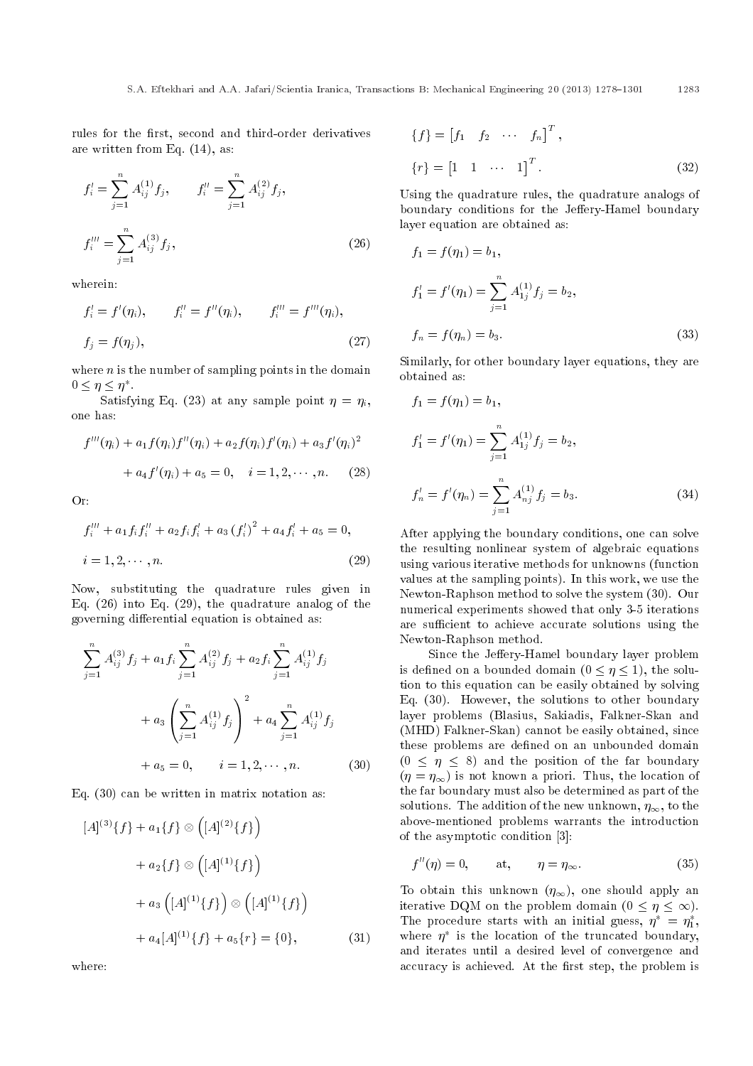rules for the first, second and third-order derivatives are written from Eq. (14), as:

$$f_i' = \sum_{j=1}^{n} A_{ij}^{(1)} f_j, \qquad f_i'' = \sum_{j=1}^{n} A_{ij}^{(2)} f_j,$$

$$f_i''' = \sum_{j=1}^{n} A_{ij}^{(3)} f_j, \tag{26}$$

wherein:

$$f_i' = f'(\eta_i), \qquad f_i'' = f''(\eta_i), \qquad f_i''' = f'''(\eta_i),$$

$$f_j = f(\eta_j), \tag{27}$$

where $n$ is the number of sampling points in the domain $0 \leq \eta \leq \eta^*$.

Satisfying Eq. (23) at any sample point $\eta = \eta_i$, one has:

$$f'''(\eta_i) + a_1 f(\eta_i) f''(\eta_i) + a_2 f(\eta_i) f'(\eta_i) + a_3 f'(\eta_i)^2 + a_4 f'(\eta_i) + a_5 = 0, \quad i = 1, 2, \cdots, n. \tag{28}$$

Or:

$$f_i''' + a_1 f_i f_i'' + a_2 f_i f_i' + a_3 (f_i')^2 + a_4 f_i' + a_5 = 0,$$

$$i = 1, 2, \cdots, n. \tag{29}$$

Now, substituting the quadrature rules given in Eq. (26) into Eq. (29), the quadrature analog of the governing differential equation is obtained as:

$$\sum_{j=1}^{n} A_{ij}^{(3)} f_j + a_1 f_i \sum_{j=1}^{n} A_{ij}^{(2)} f_j + a_2 f_i \sum_{j=1}^{n} A_{ij}^{(1)} f_j + a_3 \left( \sum_{j=1}^{n} A_{ij}^{(1)} f_j \right)^2 + a_4 \sum_{j=1}^{n} A_{ij}^{(1)} f_j + a_5 = 0, \qquad i = 1, 2, \cdots, n. \tag{30}$$

Eq. (30) can be written in matrix notation as:

$$[A]^{(3)}\{f\} + a_1 \{f\} \otimes \left([A]^{(2)}\{f\}\right) + a_2 \{f\} \otimes \left([A]^{(1)}\{f\}\right) + a_3 \left([A]^{(1)}\{f\}\right) \otimes \left([A]^{(1)}\{f\}\right) + a_4 [A]^{(1)}\{f\} + a_5 \{r\} = \{0\}, \tag{31}$$

where:

$$\{f\} = \begin{bmatrix} f_1 & f_2 & \cdots & f_n \end{bmatrix}^T,$$

$$\{r\} = \begin{bmatrix} 1 & 1 & \cdots & 1 \end{bmatrix}^T. \tag{32}$$

Using the quadrature rules, the quadrature analogs of boundary conditions for the Jeffery-Hamel boundary layer equation are obtained as:

$$f_1 = f(\eta_1) = b_1,$$

$$f_1' = f'(\eta_1) = \sum_{j=1}^{n} A_{1j}^{(1)} f_j = b_2,$$

$$f_n = f(\eta_n) = b_3. \tag{33}$$

Similarly, for other boundary layer equations, they are obtained as:

$$f_1 = f(\eta_1) = b_1,$$

$$f_1' = f'(\eta_1) = \sum_{j=1}^{n} A_{1j}^{(1)} f_j = b_2,$$

$$f_n' = f'(\eta_n) = \sum_{j=1}^{n} A_{nj}^{(1)} f_j = b_3. \tag{34}$$

After applying the boundary conditions, one can solve the resulting nonlinear system of algebraic equations using various iterative methods for unknowns (function values at the sampling points). In this work, we use the Newton-Raphson method to solve the system (30). Our numerical experiments showed that only 3-5 iterations are sufficient to achieve accurate solutions using the Newton-Raphson method.

Since the Jeffery-Hamel boundary layer problem is defined on a bounded domain ($0 \leq \eta \leq 1$), the solution to this equation can be easily obtained by solving Eq. (30). However, the solutions to other boundary layer problems (Blasius, Sakiadis, Falkner-Skan and (MHD) Falkner-Skan) cannot be easily obtained, since these problems are defined on an unbounded domain ($0 \leq \eta \leq 8$) and the position of the far boundary ($\eta = \eta_\infty$) is not known a priori. Thus, the location of the far boundary must also be determined as part of the solutions. The addition of the new unknown, $\eta_\infty$, to the above-mentioned problems warrants the introduction of the asymptotic condition [3]:

$$f''(\eta) = 0, \qquad \text{at}, \qquad \eta = \eta_\infty. \tag{35}$$

To obtain this unknown ($\eta_\infty$), one should apply an iterative DQM on the problem domain ($0 \leq \eta \leq \infty$). The procedure starts with an initial guess, $\eta^* = \eta_1^*$, where $\eta^*$ is the location of the truncated boundary, and iterates until a desired level of convergence and accuracy is achieved. At the first step, the problem is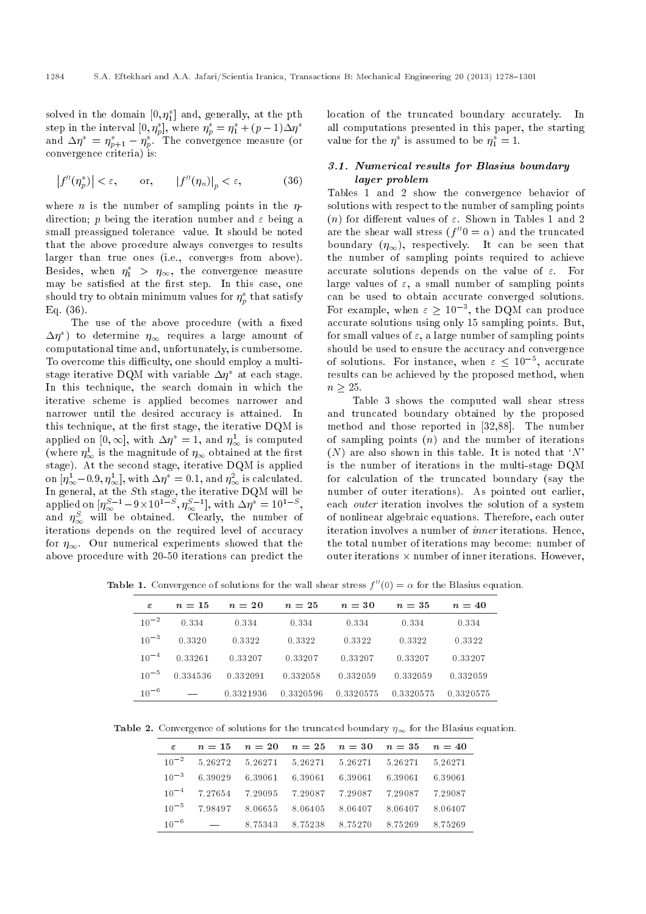solved in the domain $[0, \eta_1^*]$ and, generally, at the pth step in the interval $[0, \eta_p^*]$, where $\eta_p^* = \eta_1^* + (p-1)\Delta\eta^*$ and $\Delta\eta^* = \eta_{p+1}^* - \eta_p^*$. The convergence measure (or convergence criteria) is:

$$\left|f''(\eta_p^*)\right| < \varepsilon, \qquad \text{or,} \qquad \left|f''(\eta_n)\right|_p < \varepsilon, \tag{36}$$

where $n$ is the number of sampling points in the $\eta$-direction; $p$ being the iteration number and $\varepsilon$ being a small preassigned tolerance value. It should be noted that the above procedure always converges to results larger than true ones (i.e., converges from above). Besides, when $\eta_1^* > \eta_\infty$, the convergence measure may be satisfied at the first step. In this case, one should try to obtain minimum values for $\eta_p^*$ that satisfy Eq. (36).

The use of the above procedure (with a fixed $\Delta\eta^*$) to determine $\eta_\infty$ requires a large amount of computational time and, unfortunately, is cumbersome. To overcome this difficulty, one should employ a multi-stage iterative DQM with variable $\Delta\eta^*$ at each stage. In this technique, the search domain in which the iterative scheme is applied becomes narrower and narrower until the desired accuracy is attained. In this technique, at the first stage, the iterative DQM is applied on $[0, \infty]$, with $\Delta\eta^* = 1$, and $\eta_\infty^1$ is computed (where $\eta_\infty^1$ is the magnitude of $\eta_\infty$ obtained at the first stage). At the second stage, iterative DQM is applied on $[\eta_\infty^1 - 0.9, \eta_\infty^1]$, with $\Delta\eta^* = 0.1$, and $\eta_\infty^2$ is calculated. In general, at the $S$th stage, the iterative DQM will be applied on $[\eta_\infty^{S-1} - 9\times 10^{1-S}, \eta_\infty^{S-1}]$, with $\Delta\eta^* = 10^{1-S}$, and $\eta_\infty^S$ will be obtained. Clearly, the number of iterations depends on the required level of accuracy for $\eta_\infty$. Our numerical experiments showed that the above procedure with 20-50 iterations can predict the location of the truncated boundary accurately. In all computations presented in this paper, the starting value for the $\eta^*$ is assumed to be $\eta_1^* = 1$.

### 3.1. Numerical results for Blasius boundary layer problem

Tables 1 and 2 show the convergence behavior of solutions with respect to the number of sampling points ($n$) for different values of $\varepsilon$. Shown in Tables 1 and 2 are the shear wall stress ($f''0 = \alpha$) and the truncated boundary ($\eta_\infty$), respectively. It can be seen that the number of sampling points required to achieve accurate solutions depends on the value of $\varepsilon$. For large values of $\varepsilon$, a small number of sampling points can be used to obtain accurate converged solutions. For example, when $\varepsilon \geq 10^{-3}$, the DQM can produce accurate solutions using only 15 sampling points. But, for small values of $\varepsilon$, a large number of sampling points should be used to ensure the accuracy and convergence of solutions. For instance, when $\varepsilon \leq 10^{-5}$, accurate results can be achieved by the proposed method, when $n \geq 25$.

Table 3 shows the computed wall shear stress and truncated boundary obtained by the proposed method and those reported in [32,88]. The number of sampling points ($n$) and the number of iterations ($N$) are also shown in this table. It is noted that '$N$' is the number of iterations in the multi-stage DQM for calculation of the truncated boundary (say the number of outer iterations). As pointed out earlier, each *outer* iteration involves the solution of a system of nonlinear algebraic equations. Therefore, each outer iteration involves a number of *inner* iterations. Hence, the total number of iterations may become: number of outer iterations × number of inner iterations. However,

**Table 1.** Convergence of solutions for the wall shear stress $f''(0) = \alpha$ for the Blasius equation.

| $\varepsilon$ | $n = 15$ | $n = 20$ | $n = 25$ | $n = 30$ | $n = 35$ | $n = 40$ |
|---|---|---|---|---|---|---|
| $10^{-2}$ | 0.334 | 0.334 | 0.334 | 0.334 | 0.334 | 0.334 |
| $10^{-3}$ | 0.3320 | 0.3322 | 0.3322 | 0.3322 | 0.3322 | 0.3322 |
| $10^{-4}$ | 0.33261 | 0.33207 | 0.33207 | 0.33207 | 0.33207 | 0.33207 |
| $10^{-5}$ | 0.334536 | 0.332091 | 0.332058 | 0.332059 | 0.332059 | 0.332059 |
| $10^{-6}$ | — | 0.3321936 | 0.3320596 | 0.3320575 | 0.3320575 | 0.3320575 |

**Table 2.** Convergence of solutions for the truncated boundary $\eta_\infty$ for the Blasius equation.

| $\varepsilon$ | $n = 15$ | $n = 20$ | $n = 25$ | $n = 30$ | $n = 35$ | $n = 40$ |
|---|---|---|---|---|---|---|
| $10^{-2}$ | 5.26272 | 5.26271 | 5.26271 | 5.26271 | 5.26271 | 5.26271 |
| $10^{-3}$ | 6.39029 | 6.39061 | 6.39061 | 6.39061 | 6.39061 | 6.39061 |
| $10^{-4}$ | 7.27654 | 7.29095 | 7.29087 | 7.29087 | 7.29087 | 7.29087 |
| $10^{-5}$ | 7.98497 | 8.06655 | 8.06405 | 8.06407 | 8.06407 | 8.06407 |
| $10^{-6}$ | — | 8.75343 | 8.75238 | 8.75270 | 8.75269 | 8.75269 |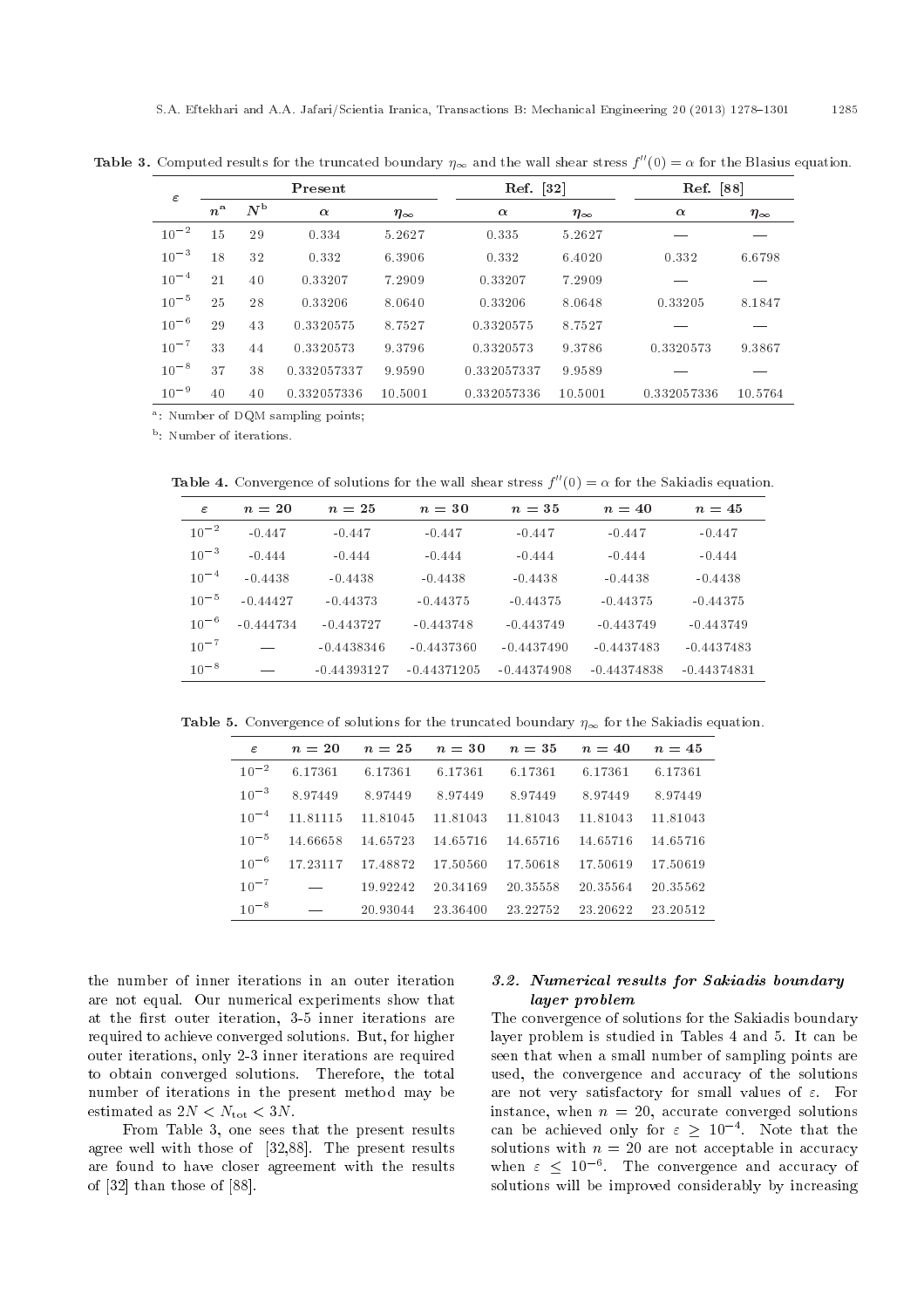**Table 3.** Computed results for the truncated boundary $\eta_\infty$ and the wall shear stress $f''(0) = \alpha$ for the Blasius equation.

| $\varepsilon$ | Present | | | | Ref. [32] | | Ref. [88] | |
|---|---|---|---|---|---|---|---|---|
| | $n^a$ | $N^b$ | $\alpha$ | $\eta_\infty$ | $\alpha$ | $\eta_\infty$ | $\alpha$ | $\eta_\infty$ |
| $10^{-2}$ | 15 | 29 | 0.334 | 5.2627 | 0.335 | 5.2627 | — | — |
| $10^{-3}$ | 18 | 32 | 0.332 | 6.3906 | 0.332 | 6.4020 | 0.332 | 6.6798 |
| $10^{-4}$ | 21 | 40 | 0.33207 | 7.2909 | 0.33207 | 7.2909 | — | — |
| $10^{-5}$ | 25 | 28 | 0.33206 | 8.0640 | 0.33206 | 8.0648 | 0.33205 | 8.1847 |
| $10^{-6}$ | 29 | 43 | 0.3320575 | 8.7527 | 0.3320575 | 8.7527 | — | — |
| $10^{-7}$ | 33 | 44 | 0.3320573 | 9.3796 | 0.3320573 | 9.3786 | 0.3320573 | 9.3867 |
| $10^{-8}$ | 37 | 38 | 0.332057337 | 9.9590 | 0.332057337 | 9.9589 | — | — |
| $10^{-9}$ | 40 | 40 | 0.332057336 | 10.5001 | 0.332057336 | 10.5001 | 0.332057336 | 10.5764 |

[a]: Number of DQM sampling points;

[b]: Number of iterations.

**Table 4.** Convergence of solutions for the wall shear stress $f''(0) = \alpha$ for the Sakiadis equation.

| $\varepsilon$ | $n = 20$ | $n = 25$ | $n = 30$ | $n = 35$ | $n = 40$ | $n = 45$ |
|---|---|---|---|---|---|---|
| $10^{-2}$ | -0.447 | -0.447 | -0.447 | -0.447 | -0.447 | -0.447 |
| $10^{-3}$ | -0.444 | -0.444 | -0.444 | -0.444 | -0.444 | -0.444 |
| $10^{-4}$ | -0.4438 | -0.4438 | -0.4438 | -0.4438 | -0.4438 | -0.4438 |
| $10^{-5}$ | -0.44427 | -0.44373 | -0.44375 | -0.44375 | -0.44375 | -0.44375 |
| $10^{-6}$ | -0.444734 | -0.443727 | -0.443748 | -0.443749 | -0.443749 | -0.443749 |
| $10^{-7}$ | — | -0.4438346 | -0.4437360 | -0.4437490 | -0.4437483 | -0.4437483 |
| $10^{-8}$ | — | -0.44393127 | -0.44371205 | -0.44374908 | -0.44374838 | -0.44374831 |

**Table 5.** Convergence of solutions for the truncated boundary $\eta_\infty$ for the Sakiadis equation.

| $\varepsilon$ | $n = 20$ | $n = 25$ | $n = 30$ | $n = 35$ | $n = 40$ | $n = 45$ |
|---|---|---|---|---|---|---|
| $10^{-2}$ | 6.17361 | 6.17361 | 6.17361 | 6.17361 | 6.17361 | 6.17361 |
| $10^{-3}$ | 8.97449 | 8.97449 | 8.97449 | 8.97449 | 8.97449 | 8.97449 |
| $10^{-4}$ | 11.81115 | 11.81045 | 11.81043 | 11.81043 | 11.81043 | 11.81043 |
| $10^{-5}$ | 14.66658 | 14.65723 | 14.65716 | 14.65716 | 14.65716 | 14.65716 |
| $10^{-6}$ | 17.23117 | 17.48872 | 17.50560 | 17.50618 | 17.50619 | 17.50619 |
| $10^{-7}$ | — | 19.92242 | 20.34169 | 20.35558 | 20.35564 | 20.35562 |
| $10^{-8}$ | — | 20.93044 | 23.36400 | 23.22752 | 23.20622 | 23.20512 |

the number of inner iterations in an outer iteration are not equal. Our numerical experiments show that at the first outer iteration, 3-5 inner iterations are required to achieve converged solutions. But, for higher outer iterations, only 2-3 inner iterations are required to obtain converged solutions. Therefore, the total number of iterations in the present method may be estimated as $2N < N_{\text{tot}} < 3N$.

From Table 3, one sees that the present results agree well with those of [32,88]. The present results are found to have closer agreement with the results of [32] than those of [88].

### 3.2. Numerical results for Sakiadis boundary layer problem

The convergence of solutions for the Sakiadis boundary layer problem is studied in Tables 4 and 5. It can be seen that when a small number of sampling points are used, the convergence and accuracy of the solutions are not very satisfactory for small values of $\varepsilon$. For instance, when $n = 20$, accurate converged solutions can be achieved only for $\varepsilon \geq 10^{-4}$. Note that the solutions with $n = 20$ are not acceptable in accuracy when $\varepsilon \leq 10^{-6}$. The convergence and accuracy of solutions will be improved considerably by increasing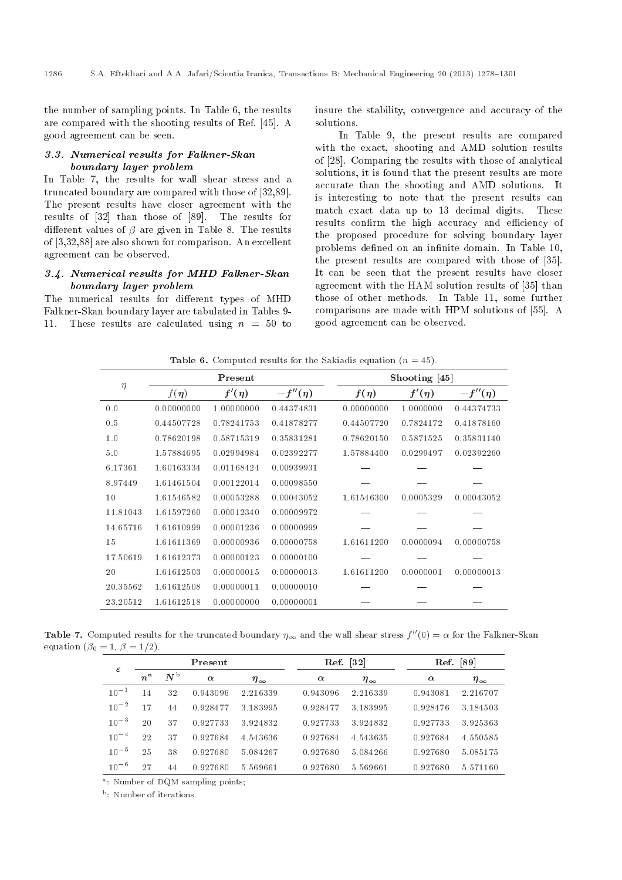the number of sampling points. In Table 6, the results are compared with the shooting results of Ref. [45]. A good agreement can be seen.

### 3.3. Numerical results for Falkner-Skan boundary layer problem

In Table 7, the results for wall shear stress and a truncated boundary are compared with those of [32,89]. The present results have closer agreement with the results of [32] than those of [89]. The results for different values of $\beta$ are given in Table 8. The results of [3,32,88] are also shown for comparison. An excellent agreement can be observed.

### 3.4. Numerical results for MHD Falkner-Skan boundary layer problem

The numerical results for different types of MHD Falkner-Skan boundary layer are tabulated in Tables 9-11. These results are calculated using $n = 50$ to insure the stability, convergence and accuracy of the solutions.

In Table 9, the present results are compared with the exact, shooting and AMD solution results of [28]. Comparing the results with those of analytical solutions, it is found that the present results are more accurate than the shooting and AMD solutions. It is interesting to note that the present results can match exact data up to 13 decimal digits. These results confirm the high accuracy and efficiency of the proposed procedure for solving boundary layer problems defined on an infinite domain. In Table 10, the present results are compared with those of [35]. It can be seen that the present results have closer agreement with the HAM solution results of [35] than those of other methods. In Table 11, some further comparisons are made with HPM solutions of [55]. A good agreement can be observed.

**Table 6.** Computed results for the Sakiadis equation ($n = 45$).

| $\eta$ | Present | | | Shooting [45] | | |
|---|---|---|---|---|---|---|
| | $f(\eta)$ | $f'(\eta)$ | $-f''(\eta)$ | $f(\eta)$ | $f'(\eta)$ | $-f''(\eta)$ |
| 0.0 | 0.00000000 | 1.00000000 | 0.44374831 | 0.00000000 | 1.0000000 | 0.44374733 |
| 0.5 | 0.44507728 | 0.78241753 | 0.41878277 | 0.44507720 | 0.7824172 | 0.41878160 |
| 1.0 | 0.78620198 | 0.58715319 | 0.35831281 | 0.78620150 | 0.5871525 | 0.35831140 |
| 5.0 | 1.57884695 | 0.02994984 | 0.02392277 | 1.57884400 | 0.0299497 | 0.02392260 |
| 6.17361 | 1.60163334 | 0.01168424 | 0.00939931 | — | — | — |
| 8.97449 | 1.61461504 | 0.00122014 | 0.00098550 | — | — | — |
| 10 | 1.61546582 | 0.00053288 | 0.00043052 | 1.61546300 | 0.0005329 | 0.00043052 |
| 11.81043 | 1.61597260 | 0.00012340 | 0.00009972 | — | — | — |
| 14.65716 | 1.61610999 | 0.00001236 | 0.00000999 | — | — | — |
| 15 | 1.61611369 | 0.00000936 | 0.00000758 | 1.61611200 | 0.0000094 | 0.00000758 |
| 17.50619 | 1.61612373 | 0.00000123 | 0.00000100 | — | — | — |
| 20 | 1.61612503 | 0.00000015 | 0.00000013 | 1.61611200 | 0.0000001 | 0.00000013 |
| 20.35562 | 1.61612508 | 0.00000011 | 0.00000010 | — | — | — |
| 23.20512 | 1.61612518 | 0.00000000 | 0.00000001 | — | — | — |

**Table 7.** Computed results for the truncated boundary $\eta_\infty$ and the wall shear stress $f''(0) = \alpha$ for the Falkner-Skan equation ($\beta_0 = 1$, $\beta = 1/2$).

| $\varepsilon$ | Present | | | | Ref. [32] | | Ref. [89] | |
|---|---|---|---|---|---|---|---|---|
| | $n^a$ | $N^b$ | $\alpha$ | $\eta_\infty$ | $\alpha$ | $\eta_\infty$ | $\alpha$ | $\eta_\infty$ |
| $10^{-1}$ | 14 | 32 | 0.943096 | 2.216339 | 0.943096 | 2.216339 | 0.943081 | 2.216707 |
| $10^{-2}$ | 17 | 44 | 0.928477 | 3.183995 | 0.928477 | 3.183995 | 0.928476 | 3.184503 |
| $10^{-3}$ | 20 | 37 | 0.927733 | 3.924832 | 0.927733 | 3.924832 | 0.927733 | 3.925363 |
| $10^{-4}$ | 22 | 37 | 0.927684 | 4.543636 | 0.927684 | 4.543635 | 0.927684 | 4.550585 |
| $10^{-5}$ | 25 | 38 | 0.927680 | 5.084267 | 0.927680 | 5.084266 | 0.927680 | 5.085175 |
| $10^{-6}$ | 27 | 44 | 0.927680 | 5.569661 | 0.927680 | 5.569661 | 0.927680 | 5.571160 |

[a]: Number of DQM sampling points;

[b]: Number of iterations.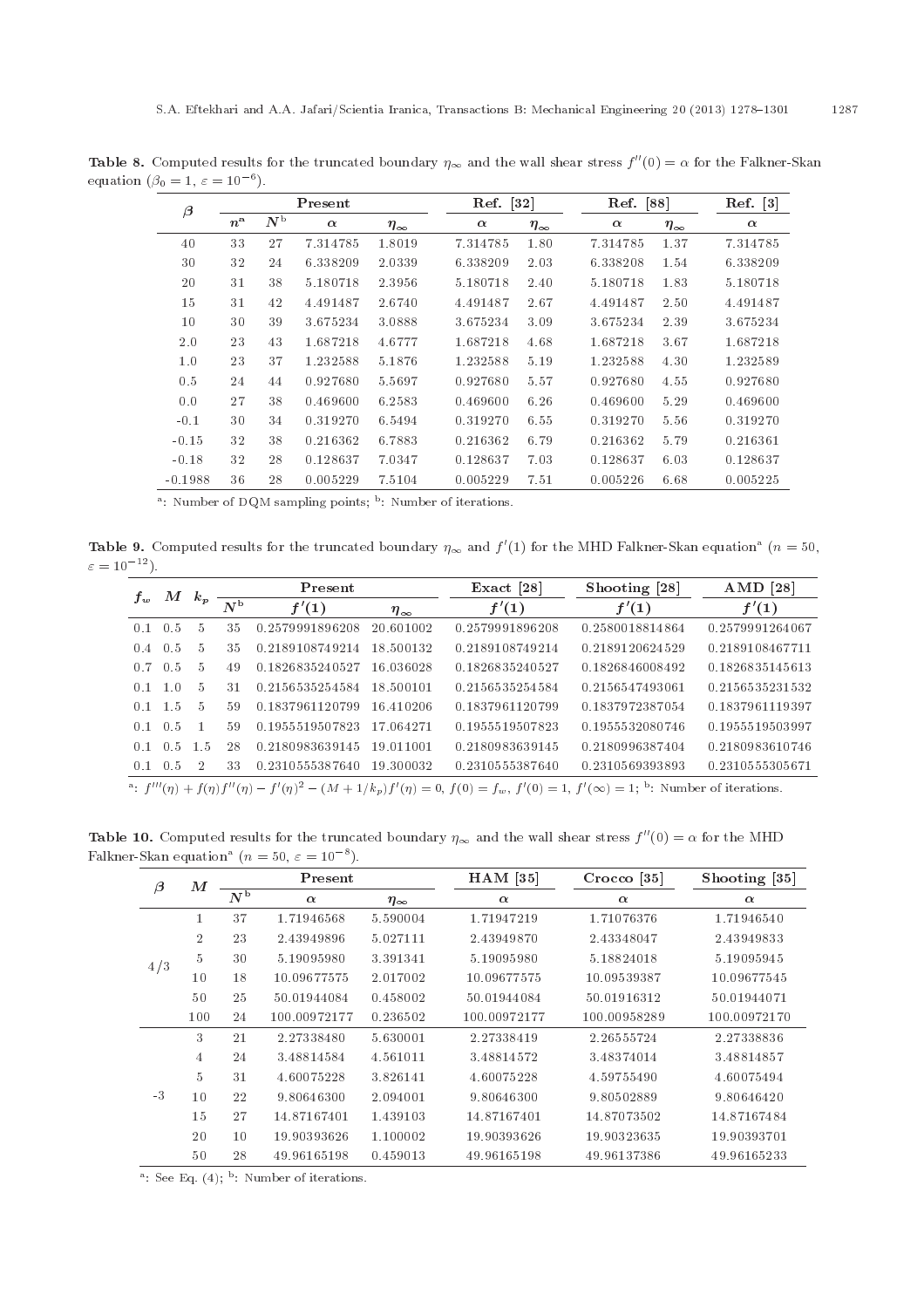**Table 8.** Computed results for the truncated boundary $\eta_\infty$ and the wall shear stress $f''(0) = \alpha$ for the Falkner-Skan equation ($\beta_0 = 1$, $\varepsilon = 10^{-6}$).

| $\beta$ | Present | | | | Ref. [32] | | Ref. [88] | | Ref. [3] |
|---|---|---|---|---|---|---|---|---|---|
| | $n^a$ | $N^b$ | $\alpha$ | $\eta_\infty$ | $\alpha$ | $\eta_\infty$ | $\alpha$ | $\eta_\infty$ | $\alpha$ |
| 40 | 33 | 27 | 7.314785 | 1.8019 | 7.314785 | 1.80 | 7.314785 | 1.37 | 7.314785 |
| 30 | 32 | 24 | 6.338209 | 2.0339 | 6.338209 | 2.03 | 6.338208 | 1.54 | 6.338209 |
| 20 | 31 | 38 | 5.180718 | 2.3956 | 5.180718 | 2.40 | 5.180718 | 1.83 | 5.180718 |
| 15 | 31 | 42 | 4.491487 | 2.6740 | 4.491487 | 2.67 | 4.491487 | 2.50 | 4.491487 |
| 10 | 30 | 39 | 3.675234 | 3.0888 | 3.675234 | 3.09 | 3.675234 | 2.39 | 3.675234 |
| 2.0 | 23 | 43 | 1.687218 | 4.6777 | 1.687218 | 4.68 | 1.687218 | 3.67 | 1.687218 |
| 1.0 | 23 | 37 | 1.232588 | 5.1876 | 1.232588 | 5.19 | 1.232588 | 4.30 | 1.232589 |
| 0.5 | 24 | 44 | 0.927680 | 5.5697 | 0.927680 | 5.57 | 0.927680 | 4.55 | 0.927680 |
| 0.0 | 27 | 38 | 0.469600 | 6.2583 | 0.469600 | 6.26 | 0.469600 | 5.29 | 0.469600 |
| -0.1 | 30 | 34 | 0.319270 | 6.5494 | 0.319270 | 6.55 | 0.319270 | 5.56 | 0.319270 |
| -0.15 | 32 | 38 | 0.216362 | 6.7883 | 0.216362 | 6.79 | 0.216362 | 5.79 | 0.216361 |
| -0.18 | 32 | 28 | 0.128637 | 7.0347 | 0.128637 | 7.03 | 0.128637 | 6.03 | 0.128637 |
| -0.1988 | 36 | 28 | 0.005229 | 7.5104 | 0.005229 | 7.51 | 0.005226 | 6.68 | 0.005225 |

[a]: Number of DQM sampling points; [b]: Number of iterations.

**Table 9.** Computed results for the truncated boundary $\eta_\infty$ and $f'(1)$ for the MHD Falkner-Skan equation[a] ($n = 50$, $\varepsilon = 10^{-12}$).

| $f_w$ | $M$ | $k_p$ | Present | | | Exact [28] | Shooting [28] | AMD [28] |
|---|---|---|---|---|---|---|---|---|
| | | | $N^b$ | $f'(1)$ | $\eta_\infty$ | $f'(1)$ | $f'(1)$ | $f'(1)$ |
| 0.1 | 0.5 | 5 | 35 | 0.2579991896208 | 20.601002 | 0.2579991896208 | 0.2580018814864 | 0.2579991264067 |
| 0.4 | 0.5 | 5 | 35 | 0.2189108749214 | 18.500132 | 0.2189108749214 | 0.2189120624529 | 0.2189108467711 |
| 0.7 | 0.5 | 5 | 49 | 0.1826835240527 | 16.036028 | 0.1826835240527 | 0.1826846008492 | 0.1826835145613 |
| 0.1 | 1.0 | 5 | 31 | 0.2156535254584 | 18.500101 | 0.2156535254584 | 0.2156547493061 | 0.2156535231532 |
| 0.1 | 1.5 | 5 | 59 | 0.1837961120799 | 16.410206 | 0.1837961120799 | 0.1837972387054 | 0.1837961119397 |
| 0.1 | 0.5 | 1 | 59 | 0.1955519507823 | 17.064271 | 0.1955519507823 | 0.1955532080746 | 0.1955519503997 |
| 0.1 | 0.5 | 1.5 | 28 | 0.2180983639145 | 19.011001 | 0.2180983639145 | 0.2180996387404 | 0.2180983610746 |
| 0.1 | 0.5 | 2 | 33 | 0.2310555387640 | 19.300032 | 0.2310555387640 | 0.2310569393893 | 0.2310555305671 |

[a]: $f'''(\eta) + f(\eta)f''(\eta) - f'(\eta)^2 - (M + 1/k_p)f'(\eta) = 0$, $f(0) = f_w$, $f'(0) = 1$, $f'(\infty) = 1$; [b]: Number of iterations.

**Table 10.** Computed results for the truncated boundary $\eta_\infty$ and the wall shear stress $f''(0) = \alpha$ for the MHD Falkner-Skan equation[a] ($n = 50$, $\varepsilon = 10^{-8}$).

| $\beta$ | $M$ | Present | | | HAM [35] | Crocco [35] | Shooting [35] |
|---|---|---|---|---|---|---|---|
| | | $N^b$ | $\alpha$ | $\eta_\infty$ | $\alpha$ | $\alpha$ | $\alpha$ |
| 4/3 | 1 | 37 | 1.71946568 | 5.590004 | 1.71947219 | 1.71076376 | 1.71946540 |
| | 2 | 23 | 2.43949896 | 5.027111 | 2.43949870 | 2.43348047 | 2.43949833 |
| | 5 | 30 | 5.19095980 | 3.391341 | 5.19095980 | 5.18824018 | 5.19095945 |
| | 10 | 18 | 10.09677575 | 2.017002 | 10.09677575 | 10.09539387 | 10.09677545 |
| | 50 | 25 | 50.01944084 | 0.458002 | 50.01944084 | 50.01916312 | 50.01944071 |
| | 100 | 24 | 100.00972177 | 0.236502 | 100.00972177 | 100.00958289 | 100.00972170 |
| -3 | 3 | 21 | 2.27338480 | 5.630001 | 2.27338419 | 2.26555724 | 2.27338836 |
| | 4 | 24 | 3.48814584 | 4.561011 | 3.48814572 | 3.48374014 | 3.48814857 |
| | 5 | 31 | 4.60075228 | 3.826141 | 4.60075228 | 4.59755490 | 4.60075494 |
| | 10 | 22 | 9.80646300 | 2.094001 | 9.80646300 | 9.80502889 | 9.80646420 |
| | 15 | 27 | 14.87167401 | 1.439103 | 14.87167401 | 14.87073502 | 14.87167484 |
| | 20 | 10 | 19.90393626 | 1.100002 | 19.90393626 | 19.90323635 | 19.90393701 |
| | 50 | 28 | 49.96165198 | 0.459013 | 49.96165198 | 49.96137386 | 49.96165233 |

[a]: See Eq. (4); [b]: Number of iterations.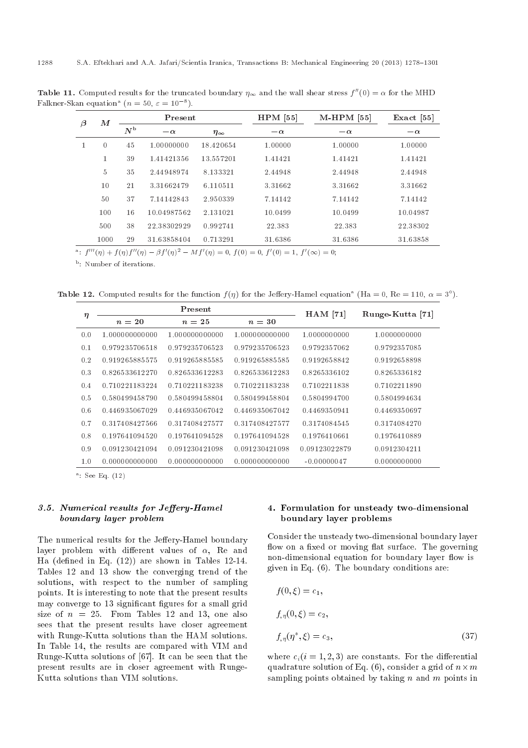**Table 11.** Computed results for the truncated boundary $\eta_\infty$ and the wall shear stress $f''(0) = \alpha$ for the MHD Falkner-Skan equation[a] ($n = 50$, $\varepsilon = 10^{-8}$).

| $\beta$ | $M$ | Present | | | HPM [55] | M-HPM [55] | Exact [55] |
|---|---|---|---|---|---|---|---|
| | | $N$[b] | $-\alpha$ | $\eta_\infty$ | $-\alpha$ | $-\alpha$ | $-\alpha$ |
| 1 | 0 | 45 | 1.00000000 | 18.420654 | 1.00000 | 1.00000 | 1.00000 |
| | 1 | 39 | 1.41421356 | 13.557201 | 1.41421 | 1.41421 | 1.41421 |
| | 5 | 35 | 2.44948974 | 8.133321 | 2.44948 | 2.44948 | 2.44948 |
| | 10 | 21 | 3.31662479 | 6.110511 | 3.31662 | 3.31662 | 3.31662 |
| | 50 | 37 | 7.14142843 | 2.950339 | 7.14142 | 7.14142 | 7.14142 |
| | 100 | 16 | 10.04987562 | 2.131021 | 10.0499 | 10.0499 | 10.04987 |
| | 500 | 38 | 22.38302929 | 0.992741 | 22.383 | 22.383 | 22.38302 |
| | 1000 | 29 | 31.63858404 | 0.713291 | 31.6386 | 31.6386 | 31.63858 |

[a]: $f'''(\eta) + f(\eta)f''(\eta) - \beta f'(\eta)^2 - Mf'(\eta) = 0$, $f(0) = 0$, $f'(0) = 1$, $f'(\infty) = 0$;

[b]: Number of iterations.

**Table 12.** Computed results for the function $f(\eta)$ for the Jeffery-Hamel equation[a] (Ha = 0, Re = 110, $\alpha = 3°$).

| $\eta$ | Present | | | HAM [71] | Runge-Kutta [71] |
|---|---|---|---|---|---|
| | $n = 20$ | $n = 25$ | $n = 30$ | | |
| 0.0 | 1.000000000000 | 1.000000000000 | 1.000000000000 | 1.0000000000 | 1.0000000000 |
| 0.1 | 0.979235706518 | 0.979235706523 | 0.979235706523 | 0.9792357062 | 0.9792357085 |
| 0.2 | 0.919265885575 | 0.919265885585 | 0.919265885585 | 0.9192658842 | 0.9192658898 |
| 0.3 | 0.826533612270 | 0.826533612283 | 0.826533612283 | 0.8265336102 | 0.8265336182 |
| 0.4 | 0.710221183224 | 0.710221183238 | 0.710221183238 | 0.7102211838 | 0.7102211890 |
| 0.5 | 0.580499458790 | 0.580499458804 | 0.580499458804 | 0.5804994700 | 0.5804994634 |
| 0.6 | 0.446935067029 | 0.446935067042 | 0.446935067042 | 0.4469350941 | 0.4469350697 |
| 0.7 | 0.317408427566 | 0.317408427577 | 0.317408427577 | 0.3174084545 | 0.3174084270 |
| 0.8 | 0.197641094520 | 0.197641094528 | 0.197641094528 | 0.1976410661 | 0.1976410889 |
| 0.9 | 0.091230421094 | 0.091230421098 | 0.091230421098 | 0.09123022879 | 0.0912304211 |
| 1.0 | 0.000000000000 | 0.000000000000 | 0.000000000000 | -0.00000047 | 0.0000000000 |

[a]: See Eq. (12)

### 3.5. Numerical results for Jeffery-Hamel boundary layer problem

The numerical results for the Jeffery-Hamel boundary layer problem with different values of $\alpha$, Re and Ha (defined in Eq. (12)) are shown in Tables 12-14. Tables 12 and 13 show the converging trend of the solutions, with respect to the number of sampling points. It is interesting to note that the present results may converge to 13 significant figures for a small grid size of $n = 25$. From Tables 12 and 13, one also sees that the present results have closer agreement with Runge-Kutta solutions than the HAM solutions. In Table 14, the results are compared with VIM and Runge-Kutta solutions of [67]. It can be seen that the present results are in closer agreement with Runge-Kutta solutions than VIM solutions.

## 4. Formulation for unsteady two-dimensional boundary layer problems

Consider the unsteady two-dimensional boundary layer flow on a fixed or moving flat surface. The governing non-dimensional equation for boundary layer flow is given in Eq. (6). The boundary conditions are:

$$f(0, \xi) = c_1,$$

$$f_{,\eta}(0, \xi) = c_2,$$

$$f_{,\eta}(\eta^*, \xi) = c_3, \tag{37}$$

where $c_i (i = 1, 2, 3)$ are constants. For the differential quadrature solution of Eq. (6), consider a grid of $n \times m$ sampling points obtained by taking $n$ and $m$ points in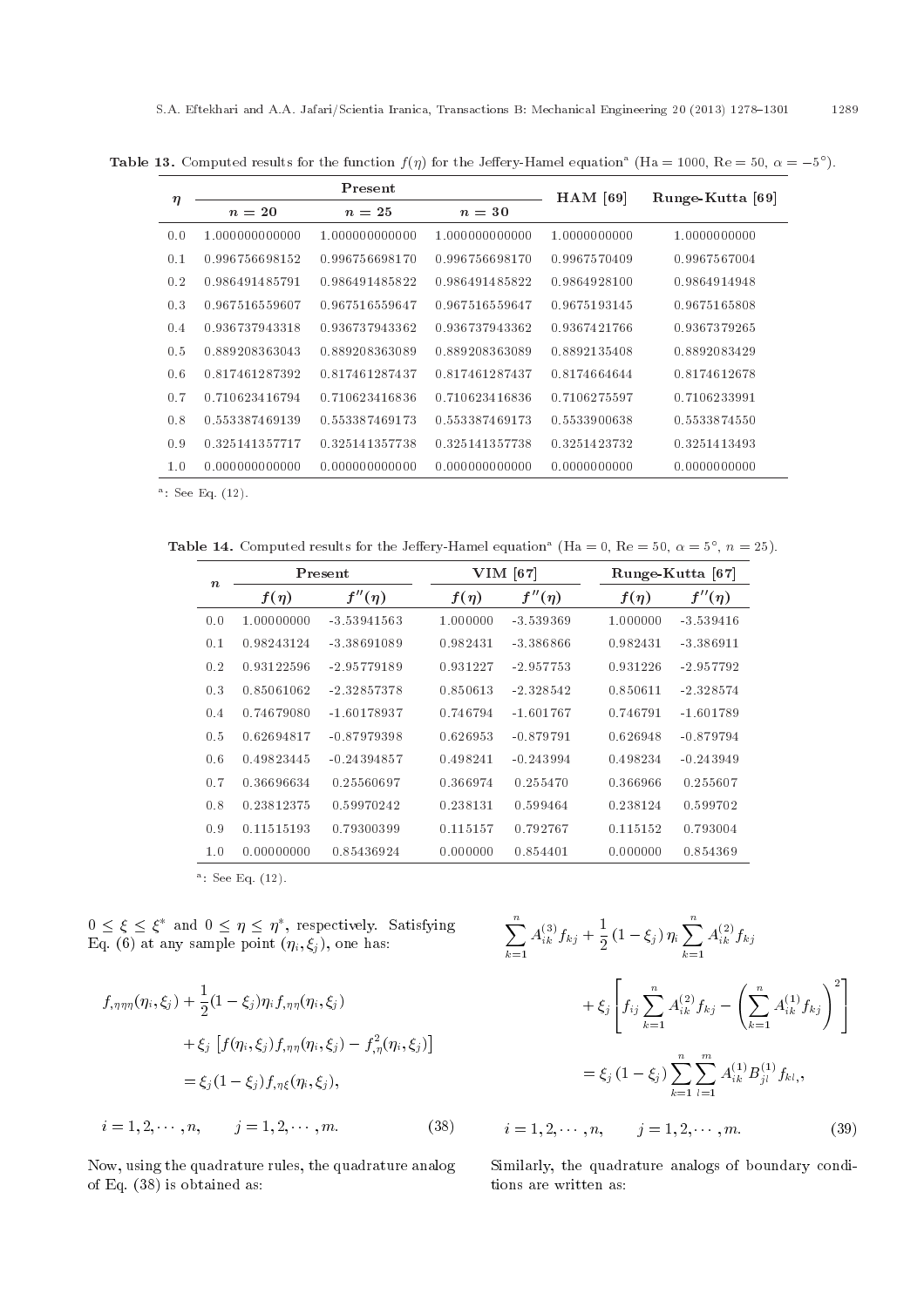**Table 13.** Computed results for the function $f(\eta)$ for the Jeffery-Hamel equation[a] (Ha = 1000, Re = 50, $\alpha = -5°$).

| $\eta$ | Present | | | HAM [69] | Runge-Kutta [69] |
|---|---|---|---|---|---|
| | $n = 20$ | $n = 25$ | $n = 30$ | | |
| 0.0 | 1.000000000000 | 1.000000000000 | 1.000000000000 | 1.0000000000 | 1.0000000000 |
| 0.1 | 0.996756698152 | 0.996756698170 | 0.996756698170 | 0.9967570409 | 0.9967567004 |
| 0.2 | 0.986491485791 | 0.986491485822 | 0.986491485822 | 0.9864928100 | 0.9864914948 |
| 0.3 | 0.967516559607 | 0.967516559647 | 0.967516559647 | 0.9675193145 | 0.9675165808 |
| 0.4 | 0.936737943318 | 0.936737943362 | 0.936737943362 | 0.9367421766 | 0.9367379265 |
| 0.5 | 0.889208363043 | 0.889208363089 | 0.889208363089 | 0.8892135408 | 0.8892083429 |
| 0.6 | 0.817461287392 | 0.817461287437 | 0.817461287437 | 0.8174664644 | 0.8174612678 |
| 0.7 | 0.710623416794 | 0.710623416836 | 0.710623416836 | 0.7106275597 | 0.7106233991 |
| 0.8 | 0.553387469139 | 0.553387469173 | 0.553387469173 | 0.5533900638 | 0.5533874550 |
| 0.9 | 0.325141357717 | 0.325141357738 | 0.325141357738 | 0.3251423732 | 0.3251413493 |
| 1.0 | 0.000000000000 | 0.000000000000 | 0.000000000000 | 0.0000000000 | 0.0000000000 |

[a]: See Eq. (12).

**Table 14.** Computed results for the Jeffery-Hamel equation[a] (Ha = 0, Re = 50, $\alpha = 5°$, $n = 25$).

| $n$ | Present | | VIM [67] | | Runge-Kutta [67] | |
|---|---|---|---|---|---|---|
| | $f(\eta)$ | $f''(\eta)$ | $f(\eta)$ | $f''(\eta)$ | $f(\eta)$ | $f''(\eta)$ |
| 0.0 | 1.00000000 | -3.53941563 | 1.000000 | -3.539369 | 1.000000 | -3.539416 |
| 0.1 | 0.98243124 | -3.38691089 | 0.982431 | -3.386866 | 0.982431 | -3.386911 |
| 0.2 | 0.93122596 | -2.95779189 | 0.931227 | -2.957753 | 0.931226 | -2.957792 |
| 0.3 | 0.85061062 | -2.32857378 | 0.850613 | -2.328542 | 0.850611 | -2.328574 |
| 0.4 | 0.74679080 | -1.60178937 | 0.746794 | -1.601767 | 0.746791 | -1.601789 |
| 0.5 | 0.62694817 | -0.87979398 | 0.626953 | -0.879791 | 0.626948 | -0.879794 |
| 0.6 | 0.49823445 | -0.24394857 | 0.498241 | -0.243994 | 0.498234 | -0.243949 |
| 0.7 | 0.36696634 | 0.25560697 | 0.366974 | 0.255470 | 0.366966 | 0.255607 |
| 0.8 | 0.23812375 | 0.59970242 | 0.238131 | 0.599464 | 0.238124 | 0.599702 |
| 0.9 | 0.11515193 | 0.79300399 | 0.115157 | 0.792767 | 0.115152 | 0.793004 |
| 1.0 | 0.00000000 | 0.85436924 | 0.000000 | 0.854401 | 0.000000 | 0.854369 |

[a]: See Eq. (12).

$0 \le \xi \le \xi^*$ and $0 \le \eta \le \eta^*$, respectively. Satisfying Eq. (6) at any sample point $(\eta_i, \xi_j)$, one has:

$$
\begin{aligned}
& f_{,\eta\eta\eta}(\eta_i,\xi_j) + \frac{1}{2}(1-\xi_j)\eta_i f_{,\eta\eta}(\eta_i,\xi_j) \\
& \quad + \xi_j \left[ f(\eta_i,\xi_j) f_{,\eta\eta}(\eta_i,\xi_j) - f_{,\eta}^2(\eta_i,\xi_j) \right] \\
& \quad = \xi_j(1-\xi_j) f_{,\eta\xi}(\eta_i,\xi_j), \\
& i = 1,2,\cdots,n, \qquad j = 1,2,\cdots,m. \qquad (38)
\end{aligned}
$$

Now, using the quadrature rules, the quadrature analog of Eq. (38) is obtained as:

$$
\begin{aligned}
& \sum_{k=1}^{n} A_{ik}^{(3)} f_{kj} + \frac{1}{2}(1-\xi_j)\eta_i \sum_{k=1}^{n} A_{ik}^{(2)} f_{kj} \\
& \quad + \xi_j \left[ f_{ij} \sum_{k=1}^{n} A_{ik}^{(2)} f_{kj} - \left( \sum_{k=1}^{n} A_{ik}^{(1)} f_{kj} \right)^2 \right] \\
& \quad = \xi_j (1-\xi_j) \sum_{k=1}^{n} \sum_{l=1}^{m} A_{ik}^{(1)} B_{jl}^{(1)} f_{kl}, \\
& i = 1,2,\cdots,n, \qquad j = 1,2,\cdots,m. \qquad (39)
\end{aligned}
$$

Similarly, the quadrature analogs of boundary conditions are written as: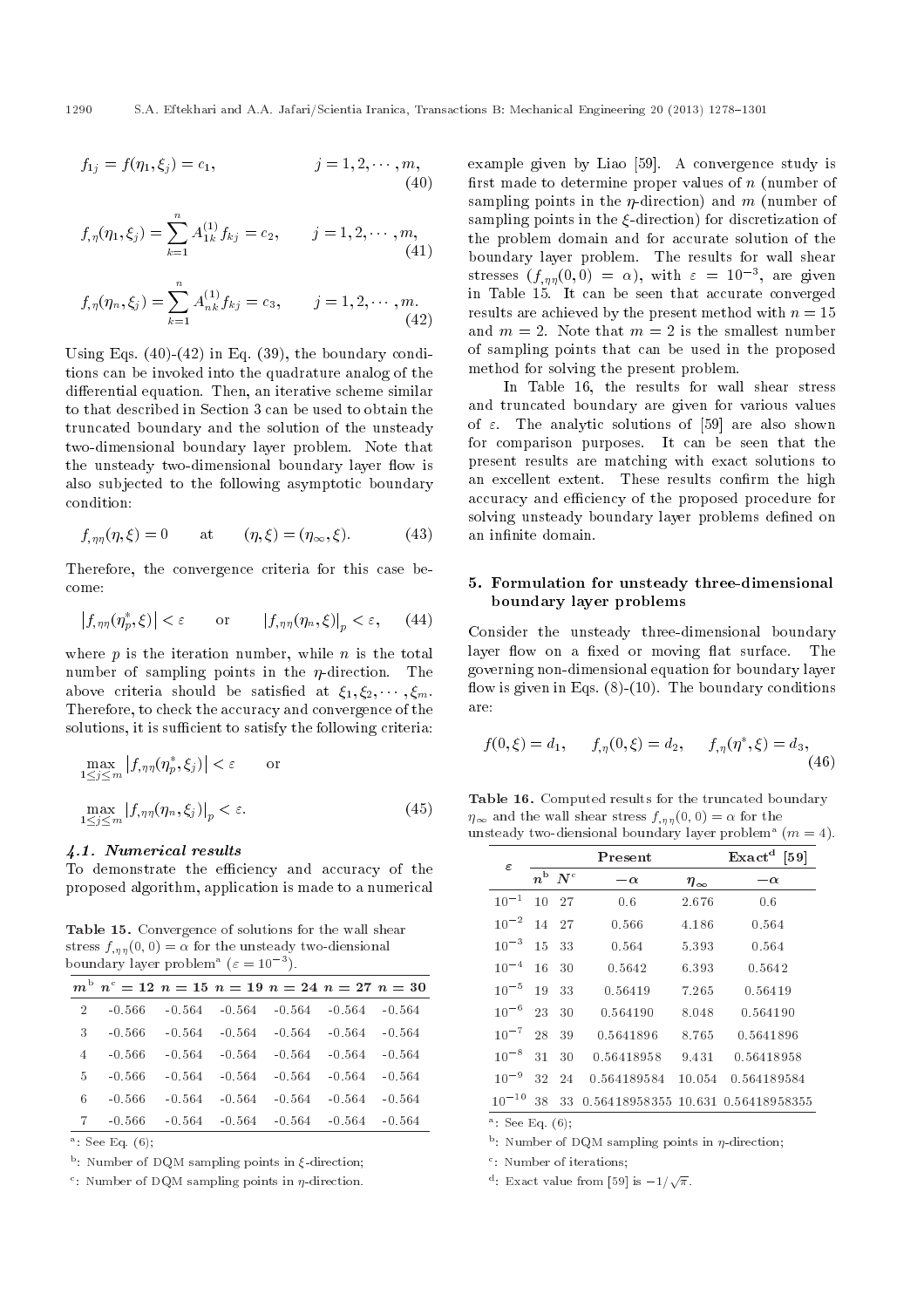$$f_{1j} = f(\eta_1, \xi_j) = c_1, \qquad j = 1, 2, \cdots, m, \tag{40}$$

$$f_{,\eta}(\eta_1, \xi_j) = \sum_{k=1}^{n} A_{1k}^{(1)} f_{kj} = c_2, \qquad j = 1, 2, \cdots, m, \tag{41}$$

$$f_{,\eta}(\eta_n, \xi_j) = \sum_{k=1}^{n} A_{nk}^{(1)} f_{kj} = c_3, \qquad j = 1, 2, \cdots, m. \tag{42}$$

Using Eqs. (40)-(42) in Eq. (39), the boundary conditions can be invoked into the quadrature analog of the differential equation. Then, an iterative scheme similar to that described in Section 3 can be used to obtain the truncated boundary and the solution of the unsteady two-dimensional boundary layer problem. Note that the unsteady two-dimensional boundary layer flow is also subjected to the following asymptotic boundary condition:

$$f_{,\eta\eta}(\eta, \xi) = 0 \qquad \text{at} \qquad (\eta, \xi) = (\eta_\infty, \xi). \tag{43}$$

Therefore, the convergence criteria for this case become:

$$\left|f_{,\eta\eta}(\eta_p^*, \xi)\right| < \varepsilon \qquad \text{or} \qquad \left|f_{,\eta\eta}(\eta_n, \xi)\right|_p < \varepsilon, \tag{44}$$

where $p$ is the iteration number, while $n$ is the total number of sampling points in the $\eta$-direction. The above criteria should be satisfied at $\xi_1, \xi_2, \cdots, \xi_m$. Therefore, to check the accuracy and convergence of the solutions, it is sufficient to satisfy the following criteria:

$$\max_{1\le j\le m} \left|f_{,\eta\eta}(\eta_p^*, \xi_j)\right| < \varepsilon \qquad \text{or}$$

$$\max_{1\le j\le m} \left|f_{,\eta\eta}(\eta_n, \xi_j)\right|_p < \varepsilon. \tag{45}$$

### 4.1. Numerical results

To demonstrate the efficiency and accuracy of the proposed algorithm, application is made to a numerical example given by Liao [59]. A convergence study is first made to determine proper values of $n$ (number of sampling points in the $\eta$-direction) and $m$ (number of sampling points in the $\xi$-direction) for discretization of the problem domain and for accurate solution of the boundary layer problem. The results for wall shear stresses ($f_{,\eta\eta}(0,0) = \alpha$), with $\varepsilon = 10^{-3}$, are given in Table 15. It can be seen that accurate converged results are achieved by the present method with $n = 15$ and $m = 2$. Note that $m = 2$ is the smallest number of sampling points that can be used in the proposed method for solving the present problem.

In Table 16, the results for wall shear stress and truncated boundary are given for various values of $\varepsilon$. The analytic solutions of [59] are also shown for comparison purposes. It can be seen that the present results are matching with exact solutions to an excellent extent. These results confirm the high accuracy and efficiency of the proposed procedure for solving unsteady boundary layer problems defined on an infinite domain.

**Table 15.** Convergence of solutions for the wall shear stress $f_{,\eta\eta}(0,0) = \alpha$ for the unsteady two-diensional boundary layer problem[a] ($\varepsilon = 10^{-3}$).

| $m$[b] | $n$[c] $= 12$ | $n = 15$ | $n = 19$ | $n = 24$ | $n = 27$ | $n = 30$ |
|---|---|---|---|---|---|---|
| 2 | -0.566 | -0.564 | -0.564 | -0.564 | -0.564 | -0.564 |
| 3 | -0.566 | -0.564 | -0.564 | -0.564 | -0.564 | -0.564 |
| 4 | -0.566 | -0.564 | -0.564 | -0.564 | -0.564 | -0.564 |
| 5 | -0.566 | -0.564 | -0.564 | -0.564 | -0.564 | -0.564 |
| 6 | -0.566 | -0.564 | -0.564 | -0.564 | -0.564 | -0.564 |
| 7 | -0.566 | -0.564 | -0.564 | -0.564 | -0.564 | -0.564 |

[a]: See Eq. (6);

[b]: Number of DQM sampling points in $\xi$-direction;

[c]: Number of DQM sampling points in $\eta$-direction.

## 5. Formulation for unsteady three-dimensional boundary layer problems

Consider the unsteady three-dimensional boundary layer flow on a fixed or moving flat surface. The governing non-dimensional equation for boundary layer flow is given in Eqs. (8)-(10). The boundary conditions are:

$$f(0, \xi) = d_1, \qquad f_{,\eta}(0, \xi) = d_2, \qquad f_{,\eta}(\eta^*, \xi) = d_3, \tag{46}$$

**Table 16.** Computed results for the truncated boundary $\eta_\infty$ and the wall shear stress $f_{,\eta\eta}(0,0) = \alpha$ for the unsteady two-diensional boundary layer problem[a] ($m = 4$).

| $\varepsilon$ | **Present** | | | | **Exact**[d] **[59]** |
|---|---|---|---|---|---|
| | $n$[b] | $N$[c] | $-\alpha$ | $\eta_\infty$ | $-\alpha$ |
| $10^{-1}$ | 10 | 27 | 0.6 | 2.676 | 0.6 |
| $10^{-2}$ | 14 | 27 | 0.566 | 4.186 | 0.564 |
| $10^{-3}$ | 15 | 33 | 0.564 | 5.393 | 0.564 |
| $10^{-4}$ | 16 | 30 | 0.5642 | 6.393 | 0.5642 |
| $10^{-5}$ | 19 | 33 | 0.56419 | 7.265 | 0.56419 |
| $10^{-6}$ | 23 | 30 | 0.564190 | 8.048 | 0.564190 |
| $10^{-7}$ | 28 | 39 | 0.5641896 | 8.765 | 0.5641896 |
| $10^{-8}$ | 31 | 30 | 0.56418958 | 9.431 | 0.56418958 |
| $10^{-9}$ | 32 | 24 | 0.564189584 | 10.054 | 0.564189584 |
| $10^{-10}$ | 38 | 33 | 0.56418958355 | 10.631 | 0.56418958355 |

[a]: See Eq. (6);

[b]: Number of DQM sampling points in $\eta$-direction;

[c]: Number of iterations;

[d]: Exact value from [59] is $-1/\sqrt{\pi}$.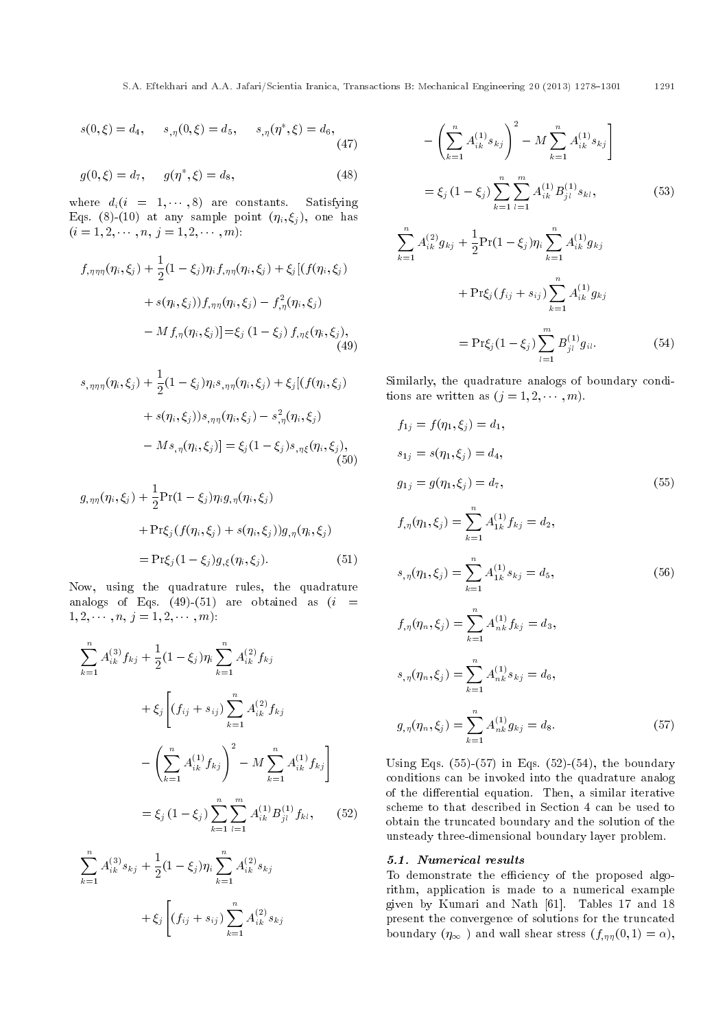$$s(0,\xi) = d_4, \quad s_{,\eta}(0,\xi) = d_5, \quad s_{,\eta}(\eta^*,\xi) = d_6, \tag{47}$$

$$g(0,\xi) = d_7, \quad g(\eta^*,\xi) = d_8, \tag{48}$$

where $d_i (i = 1, \cdots, 8)$ are constants. Satisfying Eqs. (8)-(10) at any sample point $(\eta_i, \xi_j)$, one has $(i = 1, 2, \cdots, n, \; j = 1, 2, \cdots, m)$:

$$f_{,\eta\eta\eta}(\eta_i,\xi_j) + \frac{1}{2}(1-\xi_j)\eta_i f_{,\eta\eta}(\eta_i,\xi_j) + \xi_j[(f(\eta_i,\xi_j) + s(\eta_i,\xi_j))f_{,\eta\eta}(\eta_i,\xi_j) - f_{,\eta}^2(\eta_i,\xi_j) - M f_{,\eta}(\eta_i,\xi_j)] = \xi_j\,(1-\xi_j)\, f_{,\eta\xi}(\eta_i,\xi_j), \tag{49}$$

$$s_{,\eta\eta\eta}(\eta_i,\xi_j) + \frac{1}{2}(1-\xi_j)\eta_i s_{,\eta\eta}(\eta_i,\xi_j) + \xi_j[(f(\eta_i,\xi_j) + s(\eta_i,\xi_j))s_{,\eta\eta}(\eta_i,\xi_j) - s_{,\eta}^2(\eta_i,\xi_j) - M s_{,\eta}(\eta_i,\xi_j)] = \xi_j(1-\xi_j)s_{,\eta\xi}(\eta_i,\xi_j), \tag{50}$$

$$g_{,\eta\eta}(\eta_i,\xi_j) + \frac{1}{2}\mathrm{Pr}(1-\xi_j)\eta_i g_{,\eta}(\eta_i,\xi_j) + \mathrm{Pr}\xi_j(f(\eta_i,\xi_j) + s(\eta_i,\xi_j))g_{,\eta}(\eta_i,\xi_j) = \mathrm{Pr}\xi_j(1-\xi_j)g_{,\xi}(\eta_i,\xi_j). \tag{51}$$

Now, using the quadrature rules, the quadrature analogs of Eqs. (49)-(51) are obtained as $(i = 1, 2, \cdots, n, \; j = 1, 2, \cdots, m)$:

$$\sum_{k=1}^{n} A_{ik}^{(3)} f_{kj} + \frac{1}{2}(1-\xi_j)\eta_i \sum_{k=1}^{n} A_{ik}^{(2)} f_{kj} + \xi_j\left[(f_{ij}+s_{ij})\sum_{k=1}^{n} A_{ik}^{(2)} f_{kj} - \left(\sum_{k=1}^{n} A_{ik}^{(1)} f_{kj}\right)^2 - M\sum_{k=1}^{n} A_{ik}^{(1)} f_{kj}\right] = \xi_j\,(1-\xi_j)\sum_{k=1}^{n}\sum_{l=1}^{m} A_{ik}^{(1)} B_{jl}^{(1)} f_{kl}, \tag{52}$$

$$\sum_{k=1}^{n} A_{ik}^{(3)} s_{kj} + \frac{1}{2}(1-\xi_j)\eta_i \sum_{k=1}^{n} A_{ik}^{(2)} s_{kj} + \xi_j\left[(f_{ij}+s_{ij})\sum_{k=1}^{n} A_{ik}^{(2)} s_{kj} - \left(\sum_{k=1}^{n} A_{ik}^{(1)} s_{kj}\right)^2 - M\sum_{k=1}^{n} A_{ik}^{(1)} s_{kj}\right] = \xi_j\,(1-\xi_j)\sum_{k=1}^{n}\sum_{l=1}^{m} A_{ik}^{(1)} B_{jl}^{(1)} s_{kl}, \tag{53}$$

$$\sum_{k=1}^{n} A_{ik}^{(2)} g_{kj} + \frac{1}{2}\mathrm{Pr}(1-\xi_j)\eta_i \sum_{k=1}^{n} A_{ik}^{(1)} g_{kj} + \mathrm{Pr}\xi_j(f_{ij}+s_{ij})\sum_{k=1}^{n} A_{ik}^{(1)} g_{kj} = \mathrm{Pr}\xi_j(1-\xi_j)\sum_{l=1}^{m} B_{jl}^{(1)} g_{il}. \tag{54}$$

Similarly, the quadrature analogs of boundary conditions are written as $(j = 1, 2, \cdots, m)$.

$$f_{1j} = f(\eta_1,\xi_j) = d_1,$$
$$s_{1j} = s(\eta_1,\xi_j) = d_4,$$
$$g_{1j} = g(\eta_1,\xi_j) = d_7, \tag{55}$$

$$f_{,\eta}(\eta_1,\xi_j) = \sum_{k=1}^{n} A_{1k}^{(1)} f_{kj} = d_2,$$
$$s_{,\eta}(\eta_1,\xi_j) = \sum_{k=1}^{n} A_{1k}^{(1)} s_{kj} = d_5, \tag{56}$$

$$f_{,\eta}(\eta_n,\xi_j) = \sum_{k=1}^{n} A_{nk}^{(1)} f_{kj} = d_3,$$
$$s_{,\eta}(\eta_n,\xi_j) = \sum_{k=1}^{n} A_{nk}^{(1)} s_{kj} = d_6,$$
$$g_{,\eta}(\eta_n,\xi_j) = \sum_{k=1}^{n} A_{nk}^{(1)} g_{kj} = d_8. \tag{57}$$

Using Eqs. (55)-(57) in Eqs. (52)-(54), the boundary conditions can be invoked into the quadrature analog of the differential equation. Then, a similar iterative scheme to that described in Section 4 can be used to obtain the truncated boundary and the solution of the unsteady three-dimensional boundary layer problem.

### 5.1. Numerical results

To demonstrate the efficiency of the proposed algorithm, application is made to a numerical example given by Kumari and Nath [61]. Tables 17 and 18 present the convergence of solutions for the truncated boundary ($\eta_\infty$) and wall shear stress ($f_{,\eta\eta}(0,1) = \alpha$),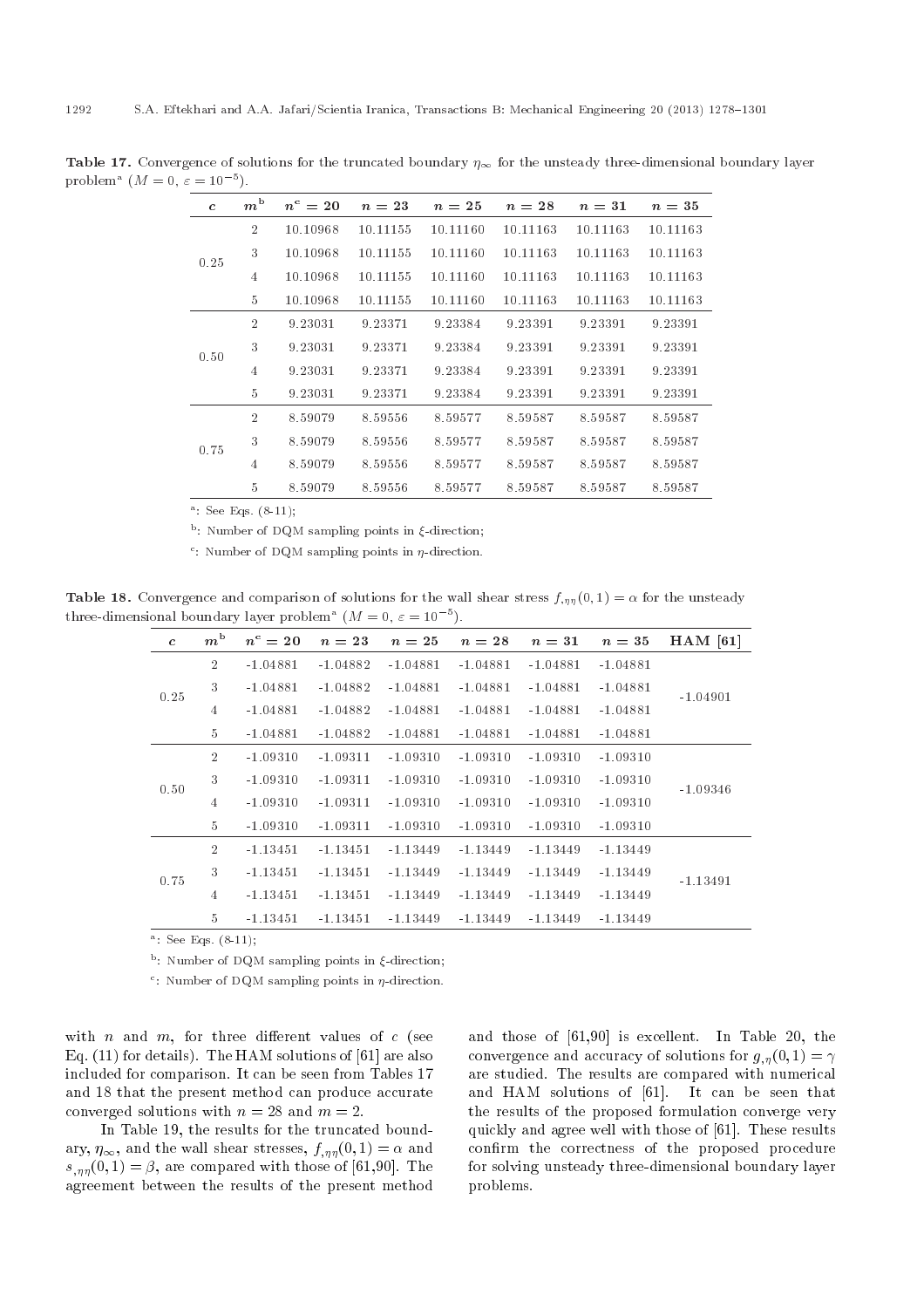**Table 17.** Convergence of solutions for the truncated boundary $\eta_\infty$ for the unsteady three-dimensional boundary layer problem[a] ($M = 0$, $\varepsilon = 10^{-5}$).

| $c$ | $m^{\text{b}}$ | $n^{\text{c}} = 20$ | $n = 23$ | $n = 25$ | $n = 28$ | $n = 31$ | $n = 35$ |
|---|---|---|---|---|---|---|---|
| 0.25 | 2 | 10.10968 | 10.11155 | 10.11160 | 10.11163 | 10.11163 | 10.11163 |
| | 3 | 10.10968 | 10.11155 | 10.11160 | 10.11163 | 10.11163 | 10.11163 |
| | 4 | 10.10968 | 10.11155 | 10.11160 | 10.11163 | 10.11163 | 10.11163 |
| | 5 | 10.10968 | 10.11155 | 10.11160 | 10.11163 | 10.11163 | 10.11163 |
| 0.50 | 2 | 9.23031 | 9.23371 | 9.23384 | 9.23391 | 9.23391 | 9.23391 |
| | 3 | 9.23031 | 9.23371 | 9.23384 | 9.23391 | 9.23391 | 9.23391 |
| | 4 | 9.23031 | 9.23371 | 9.23384 | 9.23391 | 9.23391 | 9.23391 |
| | 5 | 9.23031 | 9.23371 | 9.23384 | 9.23391 | 9.23391 | 9.23391 |
| 0.75 | 2 | 8.59079 | 8.59556 | 8.59577 | 8.59587 | 8.59587 | 8.59587 |
| | 3 | 8.59079 | 8.59556 | 8.59577 | 8.59587 | 8.59587 | 8.59587 |
| | 4 | 8.59079 | 8.59556 | 8.59577 | 8.59587 | 8.59587 | 8.59587 |
| | 5 | 8.59079 | 8.59556 | 8.59577 | 8.59587 | 8.59587 | 8.59587 |

[a]: See Eqs. (8-11);

[b]: Number of DQM sampling points in $\xi$-direction;

[c]: Number of DQM sampling points in $\eta$-direction.

**Table 18.** Convergence and comparison of solutions for the wall shear stress $f_{,\eta\eta}(0,1) = \alpha$ for the unsteady three-dimensional boundary layer problem[a] ($M = 0$, $\varepsilon = 10^{-5}$).

| $c$ | $m^{\text{b}}$ | $n^{\text{c}} = 20$ | $n = 23$ | $n = 25$ | $n = 28$ | $n = 31$ | $n = 35$ | HAM [61] |
|---|---|---|---|---|---|---|---|---|
| 0.25 | 2 | -1.04881 | -1.04882 | -1.04881 | -1.04881 | -1.04881 | -1.04881 | -1.04901 |
| | 3 | -1.04881 | -1.04882 | -1.04881 | -1.04881 | -1.04881 | -1.04881 | |
| | 4 | -1.04881 | -1.04882 | -1.04881 | -1.04881 | -1.04881 | -1.04881 | |
| | 5 | -1.04881 | -1.04882 | -1.04881 | -1.04881 | -1.04881 | -1.04881 | |
| 0.50 | 2 | -1.09310 | -1.09311 | -1.09310 | -1.09310 | -1.09310 | -1.09310 | -1.09346 |
| | 3 | -1.09310 | -1.09311 | -1.09310 | -1.09310 | -1.09310 | -1.09310 | |
| | 4 | -1.09310 | -1.09311 | -1.09310 | -1.09310 | -1.09310 | -1.09310 | |
| | 5 | -1.09310 | -1.09311 | -1.09310 | -1.09310 | -1.09310 | -1.09310 | |
| 0.75 | 2 | -1.13451 | -1.13451 | -1.13449 | -1.13449 | -1.13449 | -1.13449 | -1.13491 |
| | 3 | -1.13451 | -1.13451 | -1.13449 | -1.13449 | -1.13449 | -1.13449 | |
| | 4 | -1.13451 | -1.13451 | -1.13449 | -1.13449 | -1.13449 | -1.13449 | |
| | 5 | -1.13451 | -1.13451 | -1.13449 | -1.13449 | -1.13449 | -1.13449 | |

[a]: See Eqs. (8-11);

[b]: Number of DQM sampling points in $\xi$-direction;

[c]: Number of DQM sampling points in $\eta$-direction.

with $n$ and $m$, for three different values of $c$ (see Eq. (11) for details). The HAM solutions of [61] are also included for comparison. It can be seen from Tables 17 and 18 that the present method can produce accurate converged solutions with $n = 28$ and $m = 2$.

In Table 19, the results for the truncated boundary, $\eta_\infty$, and the wall shear stresses, $f_{,\eta\eta}(0,1) = \alpha$ and $s_{,\eta\eta}(0,1) = \beta$, are compared with those of [61,90]. The agreement between the results of the present method and those of [61,90] is excellent. In Table 20, the convergence and accuracy of solutions for $g_{,\eta}(0,1) = \gamma$ are studied. The results are compared with numerical and HAM solutions of [61]. It can be seen that the results of the proposed formulation converge very quickly and agree well with those of [61]. These results confirm the correctness of the proposed procedure for solving unsteady three-dimensional boundary layer problems.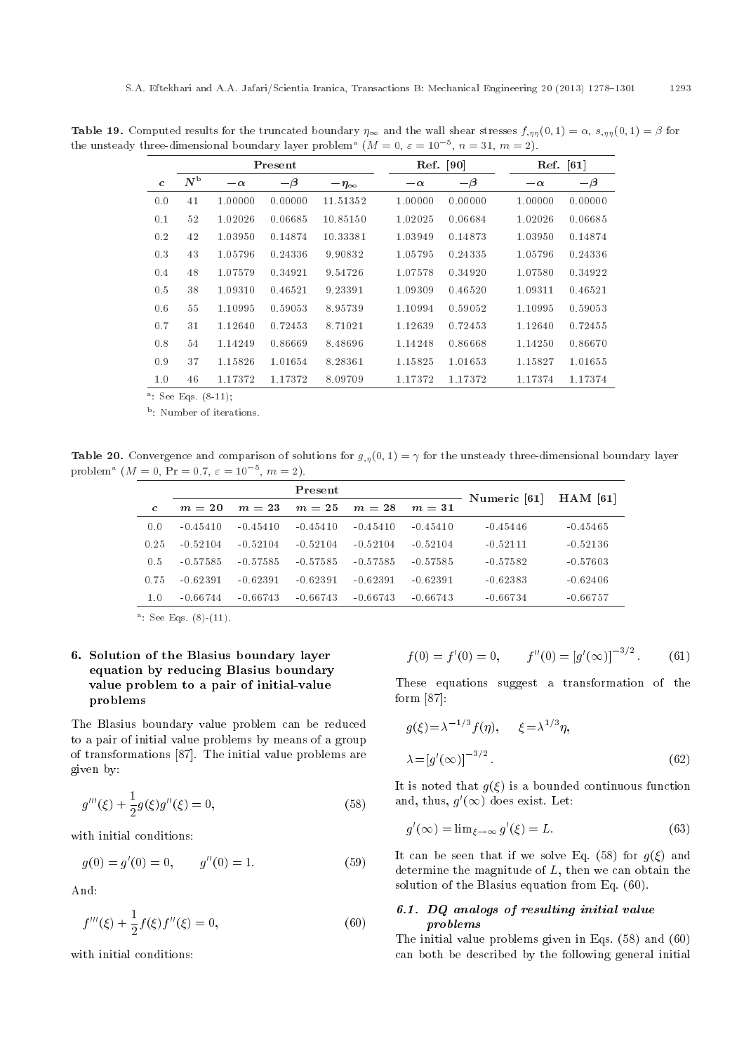**Table 19.** Computed results for the truncated boundary $\eta_\infty$ and the wall shear stresses $f_{,\eta\eta}(0,1) = \alpha$, $s_{,\eta\eta}(0,1) = \beta$ for the unsteady three-dimensional boundary layer problem[a] ($M = 0$, $\varepsilon = 10^{-5}$, $n = 31$, $m = 2$).

| | Present | | | | Ref. [90] | | Ref. [61] | |
|---|---|---|---|---|---|---|---|---|
| $c$ | $N$[b] | $-\alpha$ | $-\beta$ | $-\eta_\infty$ | $-\alpha$ | $-\beta$ | $-\alpha$ | $-\beta$ |
| 0.0 | 41 | 1.00000 | 0.00000 | 11.51352 | 1.00000 | 0.00000 | 1.00000 | 0.00000 |
| 0.1 | 52 | 1.02026 | 0.06685 | 10.85150 | 1.02025 | 0.06684 | 1.02026 | 0.06685 |
| 0.2 | 42 | 1.03950 | 0.14874 | 10.33381 | 1.03949 | 0.14873 | 1.03950 | 0.14874 |
| 0.3 | 43 | 1.05796 | 0.24336 | 9.90832 | 1.05795 | 0.24335 | 1.05796 | 0.24336 |
| 0.4 | 48 | 1.07579 | 0.34921 | 9.54726 | 1.07578 | 0.34920 | 1.07580 | 0.34922 |
| 0.5 | 38 | 1.09310 | 0.46521 | 9.23391 | 1.09309 | 0.46520 | 1.09311 | 0.46521 |
| 0.6 | 55 | 1.10995 | 0.59053 | 8.95739 | 1.10994 | 0.59052 | 1.10995 | 0.59053 |
| 0.7 | 31 | 1.12640 | 0.72453 | 8.71021 | 1.12639 | 0.72453 | 1.12640 | 0.72455 |
| 0.8 | 54 | 1.14249 | 0.86669 | 8.48696 | 1.14248 | 0.86668 | 1.14250 | 0.86670 |
| 0.9 | 37 | 1.15826 | 1.01654 | 8.28361 | 1.15825 | 1.01653 | 1.15827 | 1.01655 |
| 1.0 | 46 | 1.17372 | 1.17372 | 8.09709 | 1.17372 | 1.17372 | 1.17374 | 1.17374 |

[a]: See Eqs. (8-11);

[b]: Number of iterations.

**Table 20.** Convergence and comparison of solutions for $g_{,\eta}(0,1) = \gamma$ for the unsteady three-dimensional boundary layer problem[a] ($M = 0$, Pr $= 0.7$, $\varepsilon = 10^{-5}$, $m = 2$).

| | Present | | | | | Numeric [61] | HAM [61] |
|---|---|---|---|---|---|---|---|
| $c$ | $m = 20$ | $m = 23$ | $m = 25$ | $m = 28$ | $m = 31$ | | |
| 0.0 | -0.45410 | -0.45410 | -0.45410 | -0.45410 | -0.45410 | -0.45446 | -0.45465 |
| 0.25 | -0.52104 | -0.52104 | -0.52104 | -0.52104 | -0.52104 | -0.52111 | -0.52136 |
| 0.5 | -0.57585 | -0.57585 | -0.57585 | -0.57585 | -0.57585 | -0.57582 | -0.57603 |
| 0.75 | -0.62391 | -0.62391 | -0.62391 | -0.62391 | -0.62391 | -0.62383 | -0.62406 |
| 1.0 | -0.66744 | -0.66743 | -0.66743 | -0.66743 | -0.66743 | -0.66734 | -0.66757 |

[a]: See Eqs. (8)-(11).

## 6. Solution of the Blasius boundary layer equation by reducing Blasius boundary value problem to a pair of initial-value problems

The Blasius boundary value problem can be reduced to a pair of initial value problems by means of a group of transformations [87]. The initial value problems are given by:

$$g'''(\xi) + \frac{1}{2}g(\xi)g''(\xi) = 0, \tag{58}$$

with initial conditions:

$$g(0) = g'(0) = 0, \qquad g''(0) = 1. \tag{59}$$

And:

$$f'''(\xi) + \frac{1}{2}f(\xi)f''(\xi) = 0, \tag{60}$$

with initial conditions:

$$f(0) = f'(0) = 0, \qquad f''(0) = [g'(\infty)]^{-3/2}. \tag{61}$$

These equations suggest a transformation of the form [87]:

$$g(\xi) = \lambda^{-1/3}f(\eta), \qquad \xi = \lambda^{1/3}\eta,$$
$$\lambda = [g'(\infty)]^{-3/2}. \tag{62}$$

It is noted that $g(\xi)$ is a bounded continuous function and, thus, $g'(\infty)$ does exist. Let:

$$g'(\infty) = \lim_{\xi\to\infty} g'(\xi) = L. \tag{63}$$

It can be seen that if we solve Eq. (58) for $g(\xi)$ and determine the magnitude of $L$, then we can obtain the solution of the Blasius equation from Eq. (60).

### 6.1. DQ analogs of resulting initial value problems

The initial value problems given in Eqs. (58) and (60) can both be described by the following general initial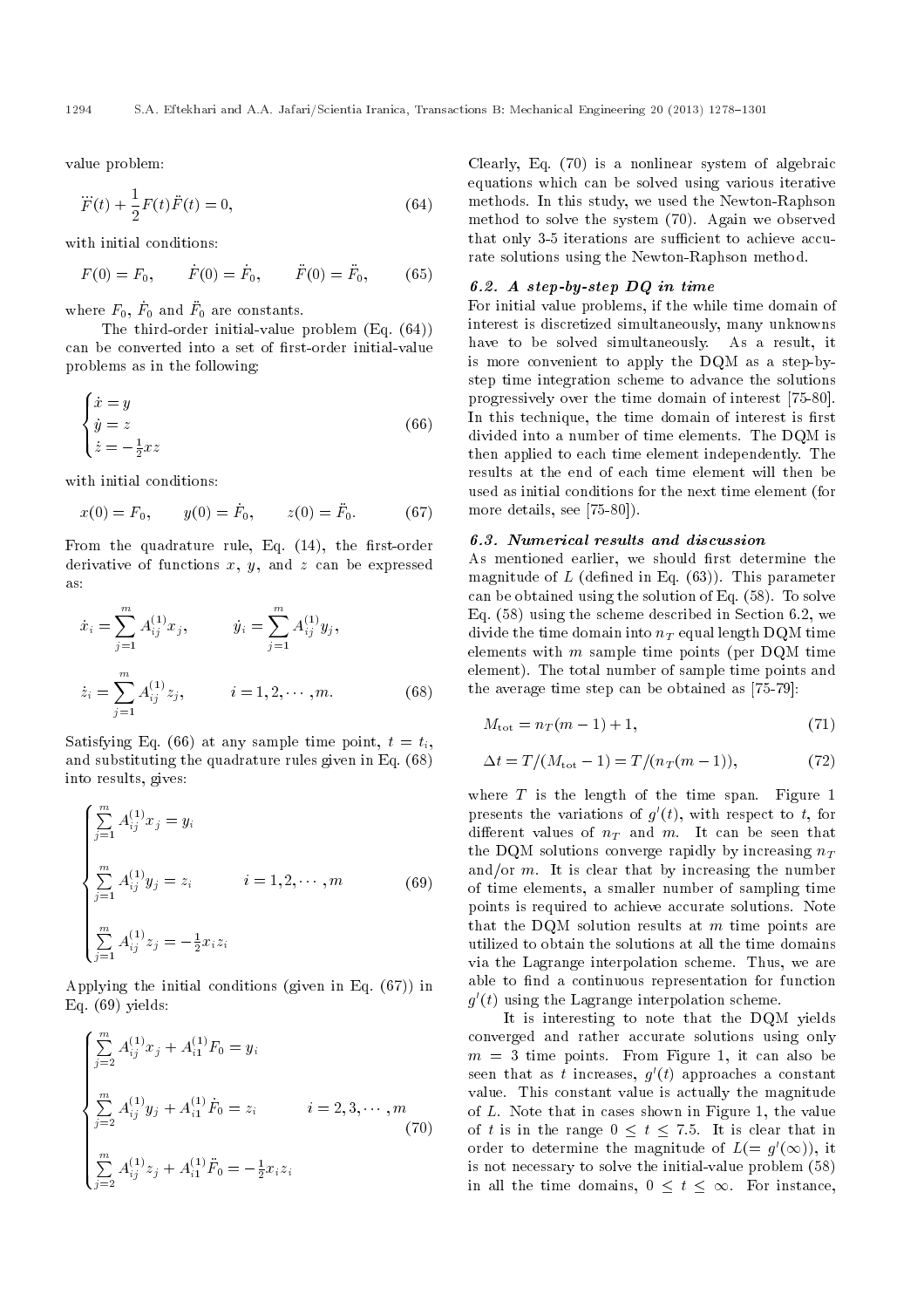value problem:

$$\dddot{F}(t) + \frac{1}{2}F(t)\ddot{F}(t) = 0, \tag{64}$$

with initial conditions:

$$F(0) = F_0, \qquad \dot{F}(0) = \dot{F}_0, \qquad \ddot{F}(0) = \ddot{F}_0, \tag{65}$$

where $F_0$, $\dot{F}_0$ and $\ddot{F}_0$ are constants.

The third-order initial-value problem (Eq. (64)) can be converted into a set of first-order initial-value problems as in the following:

$$\begin{cases} \dot{x} = y \\ \dot{y} = z \\ \dot{z} = -\frac{1}{2}xz \end{cases} \tag{66}$$

with initial conditions:

$$x(0) = F_0, \qquad y(0) = \dot{F}_0, \qquad z(0) = \ddot{F}_0. \tag{67}$$

From the quadrature rule, Eq. (14), the first-order derivative of functions $x$, $y$, and $z$ can be expressed as:

$$\dot{x}_i = \sum_{j=1}^{m} A_{ij}^{(1)} x_j, \qquad \dot{y}_i = \sum_{j=1}^{m} A_{ij}^{(1)} y_j,$$

$$\dot{z}_i = \sum_{j=1}^{m} A_{ij}^{(1)} z_j, \qquad i = 1, 2, \cdots, m. \tag{68}$$

Satisfying Eq. (66) at any sample time point, $t = t_i$, and substituting the quadrature rules given in Eq. (68) into results, gives:

$$\begin{cases} \sum\limits_{j=1}^{m} A_{ij}^{(1)} x_j = y_i \\ \sum\limits_{j=1}^{m} A_{ij}^{(1)} y_j = z_i \qquad i = 1, 2, \cdots, m \\ \sum\limits_{j=1}^{m} A_{ij}^{(1)} z_j = -\frac{1}{2}x_i z_i \end{cases} \tag{69}$$

Applying the initial conditions (given in Eq. (67)) in Eq. (69) yields:

$$\begin{cases} \sum\limits_{j=2}^{m} A_{ij}^{(1)} x_j + A_{i1}^{(1)} F_0 = y_i \\ \sum\limits_{j=2}^{m} A_{ij}^{(1)} y_j + A_{i1}^{(1)} \dot{F}_0 = z_i \qquad i = 2, 3, \cdots, m \\ \sum\limits_{j=2}^{m} A_{ij}^{(1)} z_j + A_{i1}^{(1)} \ddot{F}_0 = -\frac{1}{2}x_i z_i \end{cases} \tag{70}$$

Clearly, Eq. (70) is a nonlinear system of algebraic equations which can be solved using various iterative methods. In this study, we used the Newton-Raphson method to solve the system (70). Again we observed that only 3-5 iterations are sufficient to achieve accurate solutions using the Newton-Raphson method.

### 6.2. A step-by-step DQ in time

For initial value problems, if the while time domain of interest is discretized simultaneously, many unknowns have to be solved simultaneously. As a result, it is more convenient to apply the DQM as a step-by-step time integration scheme to advance the solutions progressively over the time domain of interest [75-80]. In this technique, the time domain of interest is first divided into a number of time elements. The DQM is then applied to each time element independently. The results at the end of each time element will then be used as initial conditions for the next time element (for more details, see [75-80]).

### 6.3. Numerical results and discussion

As mentioned earlier, we should first determine the magnitude of $L$ (defined in Eq. (63)). This parameter can be obtained using the solution of Eq. (58). To solve Eq. (58) using the scheme described in Section 6.2, we divide the time domain into $n_T$ equal length DQM time elements with $m$ sample time points (per DQM time element). The total number of sample time points and the average time step can be obtained as [75-79]:

$$M_{\text{tot}} = n_T(m-1) + 1, \tag{71}$$

$$\Delta t = T/(M_{\text{tot}} - 1) = T/(n_T(m-1)), \tag{72}$$

where $T$ is the length of the time span. Figure 1 presents the variations of $g'(t)$, with respect to $t$, for different values of $n_T$ and $m$. It can be seen that the DQM solutions converge rapidly by increasing $n_T$ and/or $m$. It is clear that by increasing the number of time elements, a smaller number of sampling time points is required to achieve accurate solutions. Note that the DQM solution results at $m$ time points are utilized to obtain the solutions at all the time domains via the Lagrange interpolation scheme. Thus, we are able to find a continuous representation for function $g'(t)$ using the Lagrange interpolation scheme.

It is interesting to note that the DQM yields converged and rather accurate solutions using only $m = 3$ time points. From Figure 1, it can also be seen that as $t$ increases, $g'(t)$ approaches a constant value. This constant value is actually the magnitude of $L$. Note that in cases shown in Figure 1, the value of $t$ is in the range $0 \le t \le 7.5$. It is clear that in order to determine the magnitude of $L(= g'(\infty))$, it is not necessary to solve the initial-value problem (58) in all the time domains, $0 \le t \le \infty$. For instance,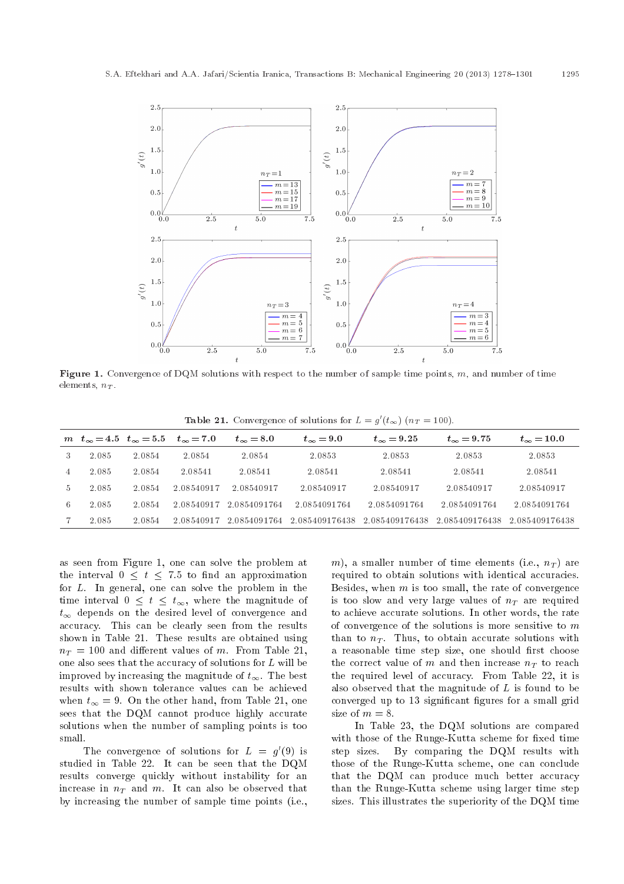**Figure 1.** Convergence of DQM solutions with respect to the number of sample time points, $m$, and number of time elements, $n_T$.

**Table 21.** Convergence of solutions for $L = g'(t_\infty)$ ($n_T = 100$).

| $m$ | $t_\infty = 4.5$ | $t_\infty = 5.5$ | $t_\infty = 7.0$ | $t_\infty = 8.0$ | $t_\infty = 9.0$ | $t_\infty = 9.25$ | $t_\infty = 9.75$ | $t_\infty = 10.0$ |
|---|---|---|---|---|---|---|---|---|
| 3 | 2.085 | 2.0854 | 2.0854 | 2.0854 | 2.0853 | 2.0853 | 2.0853 | 2.0853 |
| 4 | 2.085 | 2.0854 | 2.08541 | 2.08541 | 2.08541 | 2.08541 | 2.08541 | 2.08541 |
| 5 | 2.085 | 2.0854 | 2.08540917 | 2.08540917 | 2.08540917 | 2.08540917 | 2.08540917 | 2.08540917 |
| 6 | 2.085 | 2.0854 | 2.08540917 | 2.0854091764 | 2.0854091764 | 2.0854091764 | 2.0854091764 | 2.0854091764 |
| 7 | 2.085 | 2.0854 | 2.08540917 | 2.0854091764 | 2.085409176438 | 2.085409176438 | 2.085409176438 | 2.085409176438 |

as seen from Figure 1, one can solve the problem at the interval $0 \leq t \leq 7.5$ to find an approximation for $L$. In general, one can solve the problem in the time interval $0 \leq t \leq t_\infty$, where the magnitude of $t_\infty$ depends on the desired level of convergence and accuracy. This can be clearly seen from the results shown in Table 21. These results are obtained using $n_T = 100$ and different values of $m$. From Table 21, one also sees that the accuracy of solutions for $L$ will be improved by increasing the magnitude of $t_\infty$. The best results with shown tolerance values can be achieved when $t_\infty = 9$. On the other hand, from Table 21, one sees that the DQM cannot produce highly accurate solutions when the number of sampling points is too small.

The convergence of solutions for $L = g'(9)$ is studied in Table 22. It can be seen that the DQM results converge quickly without instability for an increase in $n_T$ and $m$. It can also be observed that by increasing the number of sample time points (i.e., $m$), a smaller number of time elements (i.e., $n_T$) are required to obtain solutions with identical accuracies. Besides, when $m$ is too small, the rate of convergence is too slow and very large values of $n_T$ are required to achieve accurate solutions. In other words, the rate of convergence of the solutions is more sensitive to $m$ than to $n_T$. Thus, to obtain accurate solutions with a reasonable time step size, one should first choose the correct value of $m$ and then increase $n_T$ to reach the required level of accuracy. From Table 22, it is also observed that the magnitude of $L$ is found to be converged up to 13 significant figures for a small grid size of $m = 8$.

In Table 23, the DQM solutions are compared with those of the Runge-Kutta scheme for fixed time step sizes. By comparing the DQM results with those of the Runge-Kutta scheme, one can conclude that the DQM can produce much better accuracy than the Runge-Kutta scheme using larger time step sizes. This illustrates the superiority of the DQM time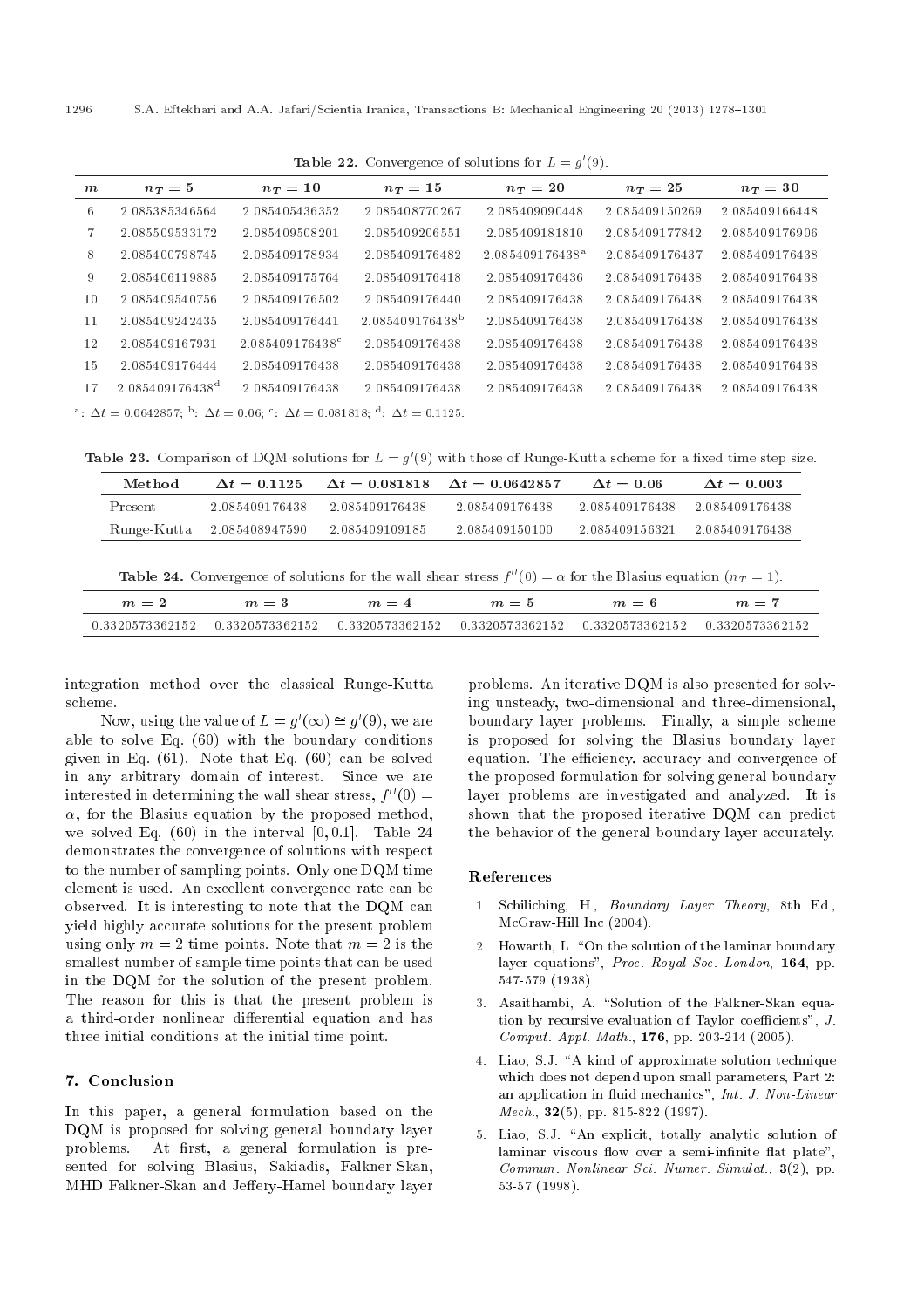**Table 22.** Convergence of solutions for $L = g'(9)$.

| $m$ | $n_T = 5$ | $n_T = 10$ | $n_T = 15$ | $n_T = 20$ | $n_T = 25$ | $n_T = 30$ |
|---|---|---|---|---|---|---|
| 6 | 2.085385346564 | 2.085405436352 | 2.085408770267 | 2.085409090448 | 2.085409150269 | 2.085409166448 |
| 7 | 2.085509533172 | 2.085409508201 | 2.085409206551 | 2.085409181810 | 2.085409177842 | 2.085409176906 |
| 8 | 2.085400798745 | 2.085409178934 | 2.085409176482 | 2.085409176438[a] | 2.085409176437 | 2.085409176438 |
| 9 | 2.085406119885 | 2.085409175764 | 2.085409176418 | 2.085409176436 | 2.085409176438 | 2.085409176438 |
| 10 | 2.085409540756 | 2.085409176502 | 2.085409176440 | 2.085409176438 | 2.085409176438 | 2.085409176438 |
| 11 | 2.085409242435 | 2.085409176441 | 2.085409176438[b] | 2.085409176438 | 2.085409176438 | 2.085409176438 |
| 12 | 2.085409167931 | 2.085409176438[c] | 2.085409176438 | 2.085409176438 | 2.085409176438 | 2.085409176438 |
| 15 | 2.085409176444 | 2.085409176438 | 2.085409176438 | 2.085409176438 | 2.085409176438 | 2.085409176438 |
| 17 | 2.085409176438[d] | 2.085409176438 | 2.085409176438 | 2.085409176438 | 2.085409176438 | 2.085409176438 |

[a]: $\Delta t = 0.0642857$; [b]: $\Delta t = 0.06$; [c]: $\Delta t = 0.081818$; [d]: $\Delta t = 0.1125$.

**Table 23.** Comparison of DQM solutions for $L = g'(9)$ with those of Runge-Kutta scheme for a fixed time step size.

| Method | $\Delta t = 0.1125$ | $\Delta t = 0.081818$ | $\Delta t = 0.0642857$ | $\Delta t = 0.06$ | $\Delta t = 0.003$ |
|---|---|---|---|---|---|
| Present | 2.085409176438 | 2.085409176438 | 2.085409176438 | 2.085409176438 | 2.085409176438 |
| Runge-Kutta | 2.085408947590 | 2.085409109185 | 2.085409150100 | 2.085409156321 | 2.085409176438 |

**Table 24.** Convergence of solutions for the wall shear stress $f''(0) = \alpha$ for the Blasius equation ($n_T = 1$).

| $m = 2$ | $m = 3$ | $m = 4$ | $m = 5$ | $m = 6$ | $m = 7$ |
|---|---|---|---|---|---|
| 0.3320573362152 | 0.3320573362152 | 0.3320573362152 | 0.3320573362152 | 0.3320573362152 | 0.3320573362152 |

integration method over the classical Runge-Kutta scheme.

Now, using the value of $L = g'(\infty) \cong g'(9)$, we are able to solve Eq. (60) with the boundary conditions given in Eq. (61). Note that Eq. (60) can be solved in any arbitrary domain of interest. Since we are interested in determining the wall shear stress, $f''(0) = \alpha$, for the Blasius equation by the proposed method, we solved Eq. (60) in the interval $[0, 0.1]$. Table 24 demonstrates the convergence of solutions with respect to the number of sampling points. Only one DQM time element is used. An excellent convergence rate can be observed. It is interesting to note that the DQM can yield highly accurate solutions for the present problem using only $m = 2$ time points. Note that $m = 2$ is the smallest number of sample time points that can be used in the DQM for the solution of the present problem. The reason for this is that the present problem is a third-order nonlinear differential equation and has three initial conditions at the initial time point.

## 7. Conclusion

In this paper, a general formulation based on the DQM is proposed for solving general boundary layer problems. At first, a general formulation is presented for solving Blasius, Sakiadis, Falkner-Skan, MHD Falkner-Skan and Jeffery-Hamel boundary layer problems. An iterative DQM is also presented for solving unsteady, two-dimensional and three-dimensional, boundary layer problems. Finally, a simple scheme is proposed for solving the Blasius boundary layer equation. The efficiency, accuracy and convergence of the proposed formulation for solving general boundary layer problems are investigated and analyzed. It is shown that the proposed iterative DQM can predict the behavior of the general boundary layer accurately.

## References

1. Schiliching, H., *Boundary Layer Theory*, 8th Ed., McGraw-Hill Inc (2004).
2. Howarth, L. "On the solution of the laminar boundary layer equations", *Proc. Royal Soc. London*, **164**, pp. 547-579 (1938).
3. Asaithambi, A. "Solution of the Falkner-Skan equation by recursive evaluation of Taylor coefficients", *J. Comput. Appl. Math.*, **176**, pp. 203-214 (2005).
4. Liao, S.J. "A kind of approximate solution technique which does not depend upon small parameters, Part 2: an application in fluid mechanics", *Int. J. Non-Linear Mech.*, **32**(5), pp. 815-822 (1997).
5. Liao, S.J. "An explicit, totally analytic solution of laminar viscous flow over a semi-infinite flat plate", *Commun. Nonlinear Sci. Numer. Simulat.*, **3**(2), pp. 53-57 (1998).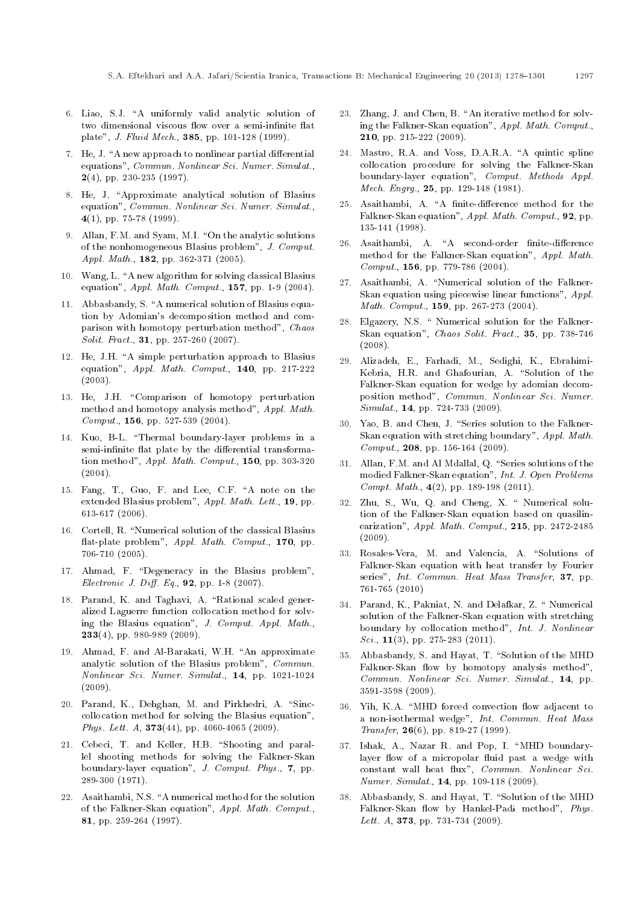6. Liao, S.J. "A uniformly valid analytic solution of two dimensional viscous flow over a semi-infinite flat plate", *J. Fluid Mech.*, **385**, pp. 101-128 (1999).

7. He, J. "A new approach to nonlinear partial differential equations", *Commun. Nonlinear Sci. Numer. Simulat.*, **2**(4), pp. 230-235 (1997).

8. He, J. "Approximate analytical solution of Blasius equation", *Commun. Nonlinear Sci. Numer. Simulat.*, **4**(1), pp. 75-78 (1999).

9. Allan, F.M. and Syam, M.I. "On the analytic solutions of the nonhomogeneous Blasius problem", *J. Comput. Appl. Math.*, **182**, pp. 362-371 (2005).

10. Wang, L. "A new algorithm for solving classical Blasius equation", *Appl. Math. Comput.*, **157**, pp. 1-9 (2004).

11. Abbasbandy, S. "A numerical solution of Blasius equation by Adomian's decomposition method and comparison with homotopy perturbation method", *Chaos Solit. Fract.*, **31**, pp. 257-260 (2007).

12. He, J.H. "A simple perturbation approach to Blasius equation", *Appl. Math. Comput.*, **140**, pp. 217-222 (2003).

13. He, J.H. "Comparison of homotopy perturbation method and homotopy analysis method", *Appl. Math. Comput.*, **156**, pp. 527-539 (2004).

14. Kuo, B-L. "Thermal boundary-layer problems in a semi-infinite flat plate by the differential transformation method", *Appl. Math. Comput.*, **150**, pp. 303-320 (2004).

15. Fang, T., Guo, F. and Lee, C.F. "A note on the extended Blasius problem", *Appl. Math. Lett.*, **19**, pp. 613-617 (2006).

16. Cortell, R. "Numerical solution of the classical Blasius flat-plate problem", *Appl. Math. Comput.*, **170**, pp. 706-710 (2005).

17. Ahmad, F. "Degeneracy in the Blasius problem", *Electronic J. Diff. Eq.*, **92**, pp. 1-8 (2007).

18. Parand, K. and Taghavi, A. "Rational scaled generalized Laguerre function collocation method for solving the Blasius equation", *J. Comput. Appl. Math.*, **233**(4), pp. 980-989 (2009).

19. Ahmad, F. and Al-Barakati, W.H. "An approximate analytic solution of the Blasius problem", *Commun. Nonlinear Sci. Numer. Simulat.*, **14**, pp. 1021-1024 (2009).

20. Parand, K., Dehghan, M. and Pirkhedri, A. "Sinc-collocation method for solving the Blasius equation", *Phys. Lett. A*, **373**(44), pp. 4060-4065 (2009).

21. Cebeci, T. and Keller, H.B. "Shooting and parallel shooting methods for solving the Falkner-Skan boundary-layer equation", *J. Comput. Phys.*, **7**, pp. 289-300 (1971).

22. Asaithambi, N.S. "A numerical method for the solution of the Falkner-Skan equation", *Appl. Math. Comput.*, **81**, pp. 259-264 (1997).

23. Zhang, J. and Chen, B. "An iterative method for solving the Falkner-Skan equation", *Appl. Math. Comput.*, **210**, pp. 215-222 (2009).

24. Mastro, R.A. and Voss, D.A.R.A. "A quintic spline collocation procedure for solving the Falkner-Skan boundary-layer equation", *Comput. Methods Appl. Mech. Engrg.*, **25**, pp. 129-148 (1981).

25. Asaithambi, A. "A finite-difference method for the Falkner-Skan equation", *Appl. Math. Comput.*, **92**, pp. 135-141 (1998).

26. Asaithambi, A. "A second-order finite-difference method for the Falkner-Skan equation", *Appl. Math. Comput.*, **156**, pp. 779-786 (2004).

27. Asaithambi, A. "Numerical solution of the Falkner-Skan equation using piecewise linear functions", *Appl. Math. Comput.*, **159**, pp. 267-273 (2004).

28. Elgazery, N.S. " Numerical solution for the Falkner-Skan equation", *Chaos Solit. Fract.*, **35**, pp. 738-746 (2008).

29. Alizadeh, E., Farhadi, M., Sedighi, K., Ebrahimi-Kebria, H.R. and Ghafourian, A. "Solution of the Falkner-Skan equation for wedge by adomian decomposition method", *Commun. Nonlinear Sci. Numer. Simulat.*, **14**, pp. 724-733 (2009).

30. Yao, B. and Chen, J. "Series solution to the Falkner-Skan equation with stretching boundary", *Appl. Math. Comput.*, **208**, pp. 156-164 (2009).

31. Allan, F.M. and Al Mdallal, Q. "Series solutions of the modied Falkner-Skan equation", *Int. J. Open Problems Compt. Math.*, **4**(2), pp. 189-198 (2011).

32. Zhu, S., Wu, Q. and Cheng, X. " Numerical solution of the Falkner-Skan equation based on quasilinearization", *Appl. Math. Comput.*, **215**, pp. 2472-2485 (2009).

33. Rosales-Vera, M. and Valencia, A. "Solutions of Falkner-Skan equation with heat transfer by Fourier series", *Int. Commun. Heat Mass Transfer*, **37**, pp. 761-765 (2010)

34. Parand, K., Pakniat, N. and Delafkar, Z. " Numerical solution of the Falkner-Skan equation with stretching boundary by collocation method", *Int. J. Nonlinear Sci.*, **11**(3), pp. 275-283 (2011).

35. Abbasbandy, S. and Hayat, T. "Solution of the MHD Falkner-Skan flow by homotopy analysis method", *Commun. Nonlinear Sci. Numer. Simulat.*, **14**, pp. 3591-3598 (2009).

36. Yih, K.A. "MHD forced convection flow adjacent to a non-isothermal wedge", *Int. Commun. Heat Mass Transfer*, **26**(6), pp. 819-27 (1999).

37. Ishak, A., Nazar R. and Pop, I. "MHD boundary-layer flow of a micropolar fluid past a wedge with constant wall heat flux", *Commun. Nonlinear Sci. Numer. Simulat.*, **14**, pp. 109-118 (2009).

38. Abbasbandy, S. and Hayat, T. "Solution of the MHD Falkner-Skan flow by Hankel-Padé method", *Phys. Lett. A*, **373**, pp. 731-734 (2009).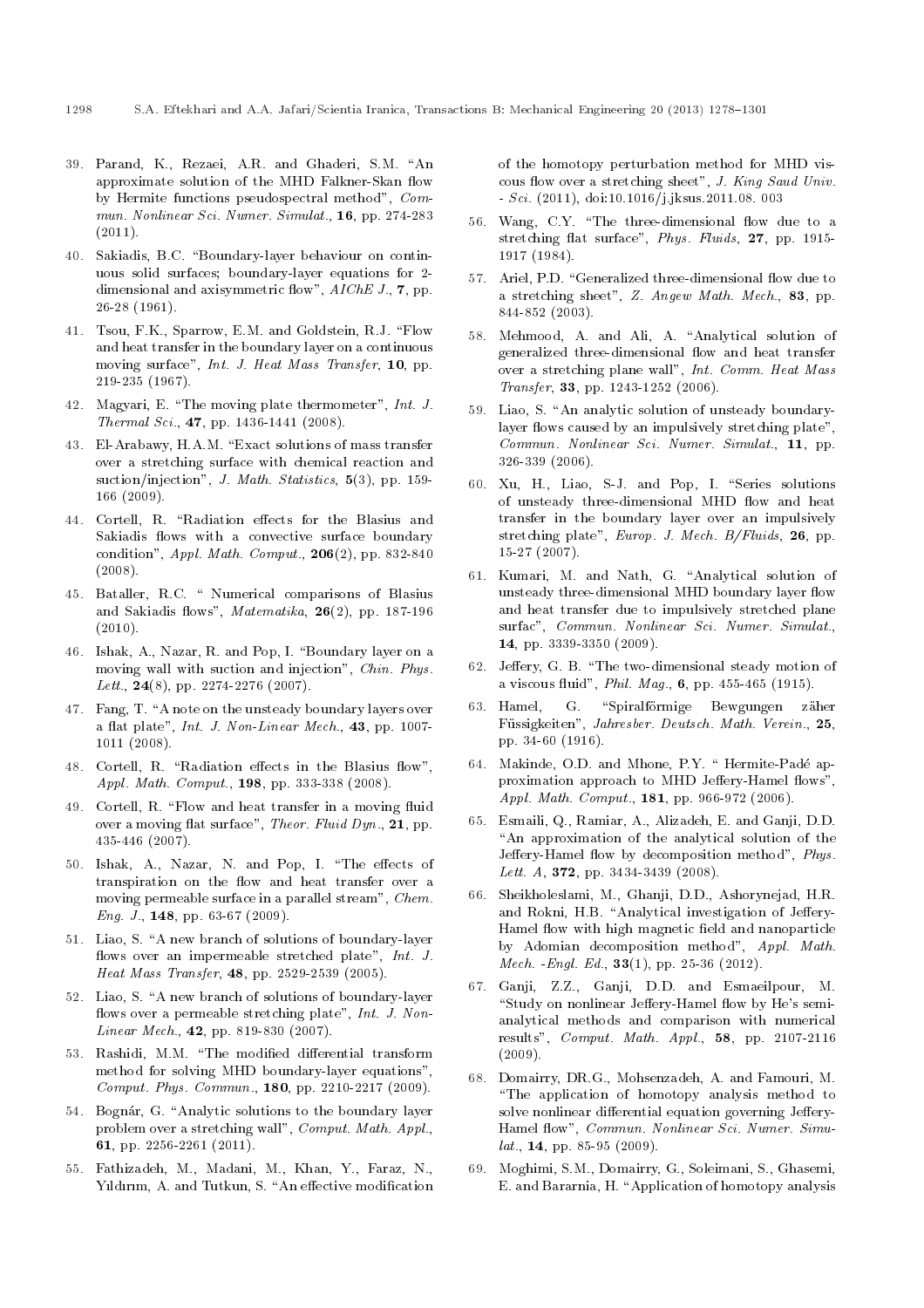39. Parand, K., Rezaei, A.R. and Ghaderi, S.M. "An approximate solution of the MHD Falkner-Skan flow by Hermite functions pseudospectral method", *Commun. Nonlinear Sci. Numer. Simulat.*, **16**, pp. 274-283 (2011).

40. Sakiadis, B.C. "Boundary-layer behaviour on continuous solid surfaces; boundary-layer equations for 2-dimensional and axisymmetric flow", *AIChE J.*, **7**, pp. 26-28 (1961).

41. Tsou, F.K., Sparrow, E.M. and Goldstein, R.J. "Flow and heat transfer in the boundary layer on a continuous moving surface", *Int. J. Heat Mass Transfer*, **10**, pp. 219-235 (1967).

42. Magyari, E. "The moving plate thermometer", *Int. J. Thermal Sci.*, **47**, pp. 1436-1441 (2008).

43. El-Arabawy, H.A.M. "Exact solutions of mass transfer over a stretching surface with chemical reaction and suction/injection", *J. Math. Statistics*, **5**(3), pp. 159-166 (2009).

44. Cortell, R. "Radiation effects for the Blasius and Sakiadis flows with a convective surface boundary condition", *Appl. Math. Comput.*, **206**(2), pp. 832-840 (2008).

45. Bataller, R.C. " Numerical comparisons of Blasius and Sakiadis flows", *Matematika*, **26**(2), pp. 187-196 (2010).

46. Ishak, A., Nazar, R. and Pop, I. "Boundary layer on a moving wall with suction and injection", *Chin. Phys. Lett.*, **24**(8), pp. 2274-2276 (2007).

47. Fang, T. "A note on the unsteady boundary layers over a flat plate", *Int. J. Non-Linear Mech.*, **43**, pp. 1007-1011 (2008).

48. Cortell, R. "Radiation effects in the Blasius flow", *Appl. Math. Comput.*, **198**, pp. 333-338 (2008).

49. Cortell, R. "Flow and heat transfer in a moving fluid over a moving flat surface", *Theor. Fluid Dyn.*, **21**, pp. 435-446 (2007).

50. Ishak, A., Nazar, N. and Pop, I. "The effects of transpiration on the flow and heat transfer over a moving permeable surface in a parallel stream", *Chem. Eng. J.*, **148**, pp. 63-67 (2009).

51. Liao, S. "A new branch of solutions of boundary-layer flows over an impermeable stretched plate", *Int. J. Heat Mass Transfer*, **48**, pp. 2529-2539 (2005).

52. Liao, S. "A new branch of solutions of boundary-layer flows over a permeable stretching plate", *Int. J. Non-Linear Mech.*, **42**, pp. 819-830 (2007).

53. Rashidi, M.M. "The modified differential transform method for solving MHD boundary-layer equations", *Comput. Phys. Commun.*, **180**, pp. 2210-2217 (2009).

54. Bognár, G. "Analytic solutions to the boundary layer problem over a stretching wall", *Comput. Math. Appl.*, **61**, pp. 2256-2261 (2011).

55. Fathizadeh, M., Madani, M., Khan, Y., Faraz, N., Yıldırım, A. and Tutkun, S. "An effective modification of the homotopy perturbation method for MHD viscous flow over a stretching sheet", *J. King Saud Univ. - Sci.* (2011), doi:10.1016/j.jksus.2011.08. 003

56. Wang, C.Y. "The three-dimensional flow due to a stretching flat surface", *Phys. Fluids*, **27**, pp. 1915-1917 (1984).

57. Ariel, P.D. "Generalized three-dimensional flow due to a stretching sheet", *Z. Angew Math. Mech.*, **83**, pp. 844-852 (2003).

58. Mehmood, A. and Ali, A. "Analytical solution of generalized three-dimensional flow and heat transfer over a stretching plane wall", *Int. Comm. Heat Mass Transfer*, **33**, pp. 1243-1252 (2006).

59. Liao, S. "An analytic solution of unsteady boundary-layer flows caused by an impulsively stretching plate", *Commun. Nonlinear Sci. Numer. Simulat.*, **11**, pp. 326-339 (2006).

60. Xu, H., Liao, S-J. and Pop, I. "Series solutions of unsteady three-dimensional MHD flow and heat transfer in the boundary layer over an impulsively stretching plate", *Europ. J. Mech. B/Fluids*, **26**, pp. 15-27 (2007).

61. Kumari, M. and Nath, G. "Analytical solution of unsteady three-dimensional MHD boundary layer flow and heat transfer due to impulsively stretched plane surfac", *Commun. Nonlinear Sci. Numer. Simulat.*, **14**, pp. 3339-3350 (2009).

62. Jeffery, G. B. "The two-dimensional steady motion of a viscous fluid", *Phil. Mag.*, **6**, pp. 455-465 (1915).

63. Hamel, G. "Spiralförmige Bewgungen zäher Füssigkeiten", *Jahresber. Deutsch. Math. Verein.*, **25**, pp. 34-60 (1916).

64. Makinde, O.D. and Mhone, P.Y. " Hermite-Padé approximation approach to MHD Jeffery-Hamel flows", *Appl. Math. Comput.*, **181**, pp. 966-972 (2006).

65. Esmaili, Q., Ramiar, A., Alizadeh, E. and Ganji, D.D. "An approximation of the analytical solution of the Jeffery-Hamel flow by decomposition method", *Phys. Lett. A*, **372**, pp. 3434-3439 (2008).

66. Sheikholeslami, M., Ghanji, D.D., Ashorynejad, H.R. and Rokni, H.B. "Analytical investigation of Jeffery-Hamel flow with high magnetic field and nanoparticle by Adomian decomposition method", *Appl. Math. Mech. -Engl. Ed.*, **33**(1), pp. 25-36 (2012).

67. Ganji, Z.Z., Ganji, D.D. and Esmaeilpour, M. "Study on nonlinear Jeffery-Hamel flow by He's semi-analytical methods and comparison with numerical results", *Comput. Math. Appl.*, **58**, pp. 2107-2116 (2009).

68. Domairry, DR.G., Mohsenzadeh, A. and Famouri, M. "The application of homotopy analysis method to solve nonlinear differential equation governing Jeffery-Hamel flow", *Commun. Nonlinear Sci. Numer. Simulat.*, **14**, pp. 85-95 (2009).

69. Moghimi, S.M., Domairry, G., Soleimani, S., Ghasemi, E. and Bararnia, H. "Application of homotopy analysis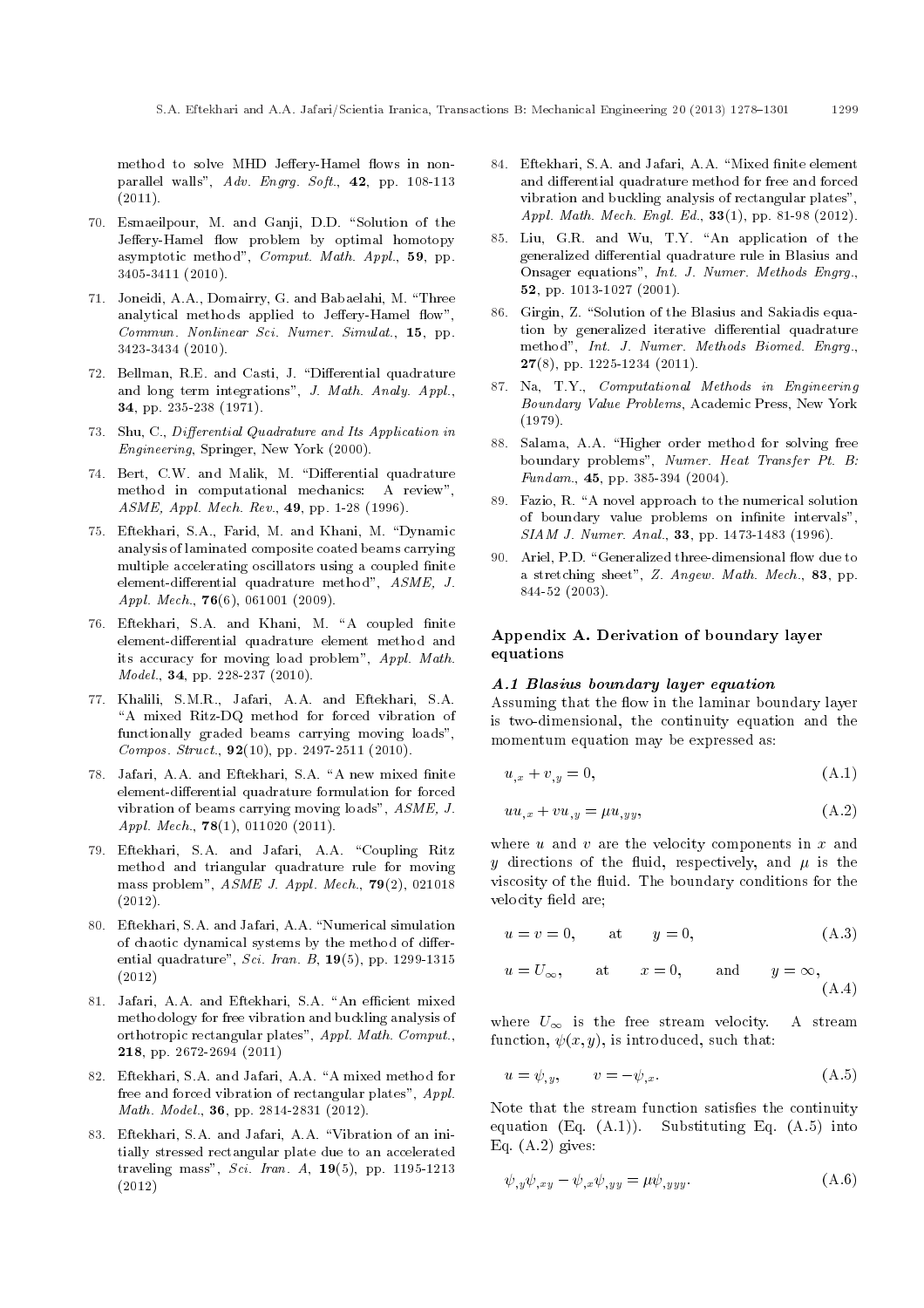method to solve MHD Jeffery-Hamel flows in non-parallel walls", *Adv. Engrg. Soft.*, **42**, pp. 108-113 (2011).

70. Esmaeilpour, M. and Ganji, D.D. "Solution of the Jeffery-Hamel flow problem by optimal homotopy asymptotic method", *Comput. Math. Appl.*, **59**, pp. 3405-3411 (2010).

71. Joneidi, A.A., Domairry, G. and Babaelahi, M. "Three analytical methods applied to Jeffery-Hamel flow", *Commun. Nonlinear Sci. Numer. Simulat.*, **15**, pp. 3423-3434 (2010).

72. Bellman, R.E. and Casti, J. "Differential quadrature and long term integrations", *J. Math. Analy. Appl.*, **34**, pp. 235-238 (1971).

73. Shu, C., *Differential Quadrature and Its Application in Engineering*, Springer, New York (2000).

74. Bert, C.W. and Malik, M. "Differential quadrature method in computational mechanics: A review", *ASME, Appl. Mech. Rev.*, **49**, pp. 1-28 (1996).

75. Eftekhari, S.A., Farid, M. and Khani, M. "Dynamic analysis of laminated composite coated beams carrying multiple accelerating oscillators using a coupled finite element-differential quadrature method", *ASME, J. Appl. Mech.*, **76**(6), 061001 (2009).

76. Eftekhari, S.A. and Khani, M. "A coupled finite element-differential quadrature element method and its accuracy for moving load problem", *Appl. Math. Model.*, **34**, pp. 228-237 (2010).

77. Khalili, S.M.R., Jafari, A.A. and Eftekhari, S.A. "A mixed Ritz-DQ method for forced vibration of functionally graded beams carrying moving loads", *Compos. Struct.*, **92**(10), pp. 2497-2511 (2010).

78. Jafari, A.A. and Eftekhari, S.A. "A new mixed finite element-differential quadrature formulation for forced vibration of beams carrying moving loads", *ASME, J. Appl. Mech.*, **78**(1), 011020 (2011).

79. Eftekhari, S.A. and Jafari, A.A. "Coupling Ritz method and triangular quadrature rule for moving mass problem", *ASME J. Appl. Mech.*, **79**(2), 021018 (2012).

80. Eftekhari, S.A. and Jafari, A.A. "Numerical simulation of chaotic dynamical systems by the method of differential quadrature", *Sci. Iran. B*, **19**(5), pp. 1299-1315 (2012)

81. Jafari, A.A. and Eftekhari, S.A. "An efficient mixed methodology for free vibration and buckling analysis of orthotropic rectangular plates", *Appl. Math. Comput.*, **218**, pp. 2672-2694 (2011)

82. Eftekhari, S.A. and Jafari, A.A. "A mixed method for free and forced vibration of rectangular plates", *Appl. Math. Model.*, **36**, pp. 2814-2831 (2012).

83. Eftekhari, S.A. and Jafari, A.A. "Vibration of an initially stressed rectangular plate due to an accelerated traveling mass", *Sci. Iran. A*, **19**(5), pp. 1195-1213 (2012)

84. Eftekhari, S.A. and Jafari, A.A. "Mixed finite element and differential quadrature method for free and forced vibration and buckling analysis of rectangular plates", *Appl. Math. Mech. Engl. Ed.*, **33**(1), pp. 81-98 (2012).

85. Liu, G.R. and Wu, T.Y. "An application of the generalized differential quadrature rule in Blasius and Onsager equations", *Int. J. Numer. Methods Engrg.*, **52**, pp. 1013-1027 (2001).

86. Girgin, Z. "Solution of the Blasius and Sakiadis equation by generalized iterative differential quadrature method", *Int. J. Numer. Methods Biomed. Engrg.*, **27**(8), pp. 1225-1234 (2011).

87. Na, T.Y., *Computational Methods in Engineering Boundary Value Problems*, Academic Press, New York (1979).

88. Salama, A.A. "Higher order method for solving free boundary problems", *Numer. Heat Transfer Pt. B: Fundam.*, **45**, pp. 385-394 (2004).

89. Fazio, R. "A novel approach to the numerical solution of boundary value problems on infinite intervals", *SIAM J. Numer. Anal.*, **33**, pp. 1473-1483 (1996).

90. Ariel, P.D. "Generalized three-dimensional flow due to a stretching sheet", *Z. Angew. Math. Mech.*, **83**, pp. 844-52 (2003).

## Appendix A. Derivation of boundary layer equations

### A.1 Blasius boundary layer equation

Assuming that the flow in the laminar boundary layer is two-dimensional, the continuity equation and the momentum equation may be expressed as:

$$u_{,x} + v_{,y} = 0, \tag{A.1}$$

$$uu_{,x} + vu_{,y} = \mu u_{,yy}, \tag{A.2}$$

where $u$ and $v$ are the velocity components in $x$ and $y$ directions of the fluid, respectively, and $\mu$ is the viscosity of the fluid. The boundary conditions for the velocity field are;

$$u = v = 0, \qquad \text{at} \qquad y = 0, \tag{A.3}$$

$$u = U_\infty, \qquad \text{at} \qquad x = 0, \qquad \text{and} \qquad y = \infty, \tag{A.4}$$

where $U_\infty$ is the free stream velocity. A stream function, $\psi(x, y)$, is introduced, such that:

$$u = \psi_{,y}, \qquad v = -\psi_{,x}. \tag{A.5}$$

Note that the stream function satisfies the continuity equation (Eq. (A.1)). Substituting Eq. (A.5) into Eq. (A.2) gives:

$$\psi_{,y}\psi_{,xy} - \psi_{,x}\psi_{,yy} = \mu\psi_{,yyy}. \tag{A.6}$$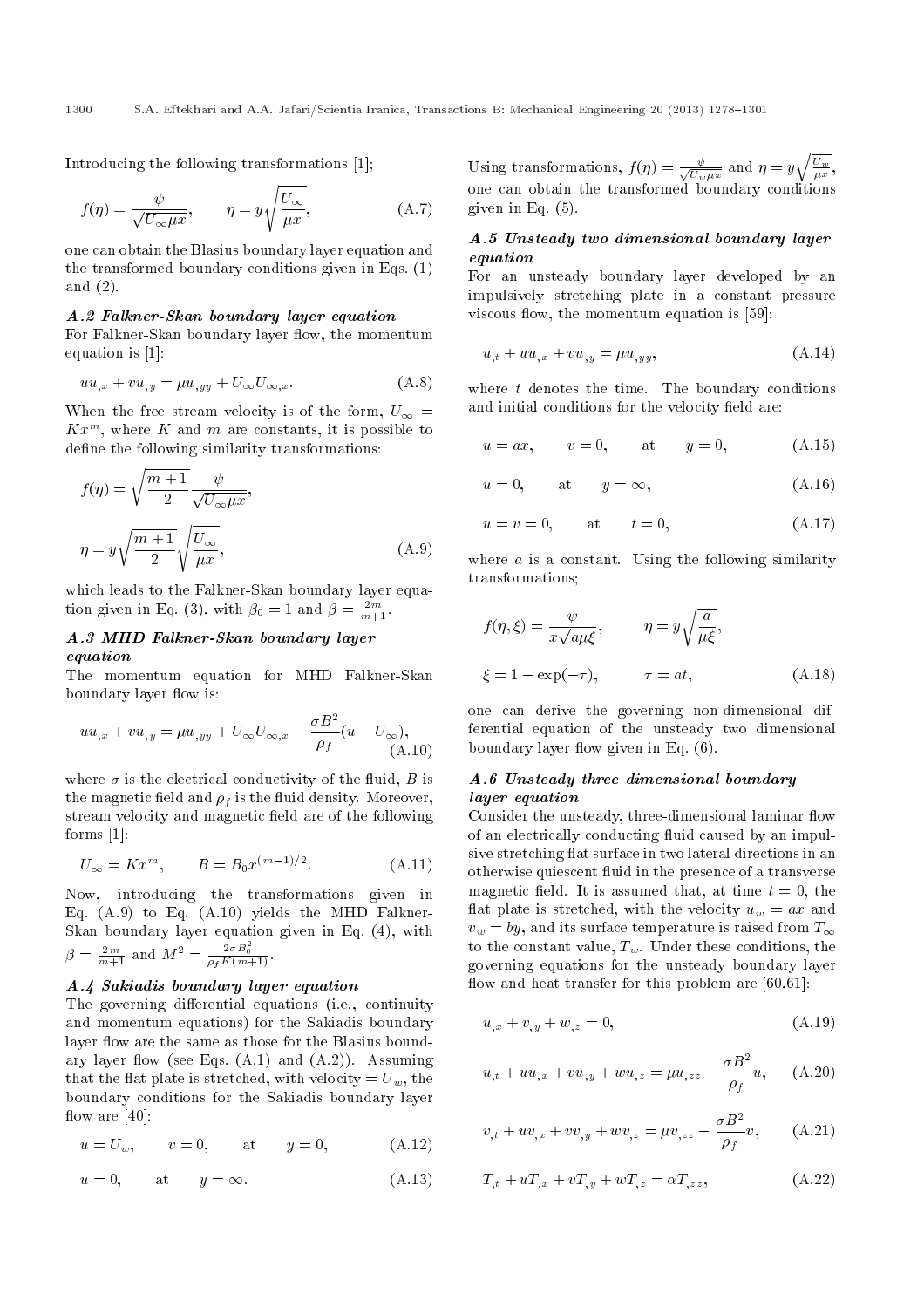Introducing the following transformations [1];

$$f(\eta)=\frac{\psi}{\sqrt{U_\infty \mu x}}, \qquad \eta = y\sqrt{\frac{U_\infty}{\mu x}}, \tag{A.7}$$

one can obtain the Blasius boundary layer equation and the transformed boundary conditions given in Eqs. (1) and (2).

### A.2 Falkner-Skan boundary layer equation

For Falkner-Skan boundary layer flow, the momentum equation is [1]:

$$uu_{,x}+vu_{,y}=\mu u_{,yy}+U_\infty U_{\infty,x}. \tag{A.8}$$

When the free stream velocity is of the form, $U_\infty = Kx^m$, where $K$ and $m$ are constants, it is possible to define the following similarity transformations:

$$f(\eta)=\sqrt{\frac{m+1}{2}}\frac{\psi}{\sqrt{U_\infty \mu x}},$$

$$\eta = y\sqrt{\frac{m+1}{2}}\sqrt{\frac{U_\infty}{\mu x}}, \tag{A.9}$$

which leads to the Falkner-Skan boundary layer equation given in Eq. (3), with $\beta_0 = 1$ and $\beta = \frac{2m}{m+1}$.

### A.3 MHD Falkner-Skan boundary layer equation

The momentum equation for MHD Falkner-Skan boundary layer flow is:

$$uu_{,x}+vu_{,y}=\mu u_{,yy}+U_\infty U_{\infty,x}-\frac{\sigma B^2}{\rho_f}(u-U_\infty), \tag{A.10}$$

where $\sigma$ is the electrical conductivity of the fluid, $B$ is the magnetic field and $\rho_f$ is the fluid density. Moreover, stream velocity and magnetic field are of the following forms [1]:

$$U_\infty = Kx^m, \qquad B = B_0 x^{(m-1)/2}. \tag{A.11}$$

Now, introducing the transformations given in Eq. (A.9) to Eq. (A.10) yields the MHD Falkner-Skan boundary layer equation given in Eq. (4), with $\beta = \frac{2m}{m+1}$ and $M^2 = \frac{2\sigma B_0^2}{\rho_f K(m+1)}$.

### A.4 Sakiadis boundary layer equation

The governing differential equations (i.e., continuity and momentum equations) for the Sakiadis boundary layer flow are the same as those for the Blasius boundary layer flow (see Eqs. (A.1) and (A.2)). Assuming that the flat plate is stretched, with velocity $= U_w$, the boundary conditions for the Sakiadis boundary layer flow are [40]:

$$u = U_w, \qquad v=0, \qquad \text{at} \qquad y=0, \tag{A.12}$$

$$u=0, \qquad \text{at} \qquad y=\infty. \tag{A.13}$$

Using transformations, $f(\eta)=\frac{\psi}{\sqrt{U_w \mu x}}$ and $\eta = y\sqrt{\frac{U_w}{\mu x}}$, one can obtain the transformed boundary conditions given in Eq. (5).

### A.5 Unsteady two dimensional boundary layer equation

For an unsteady boundary layer developed by an impulsively stretching plate in a constant pressure viscous flow, the momentum equation is [59]:

$$u_{,t}+uu_{,x}+vu_{,y}=\mu u_{,yy}, \tag{A.14}$$

where $t$ denotes the time. The boundary conditions and initial conditions for the velocity field are:

$$u=ax, \qquad v=0, \qquad \text{at} \qquad y=0, \tag{A.15}$$

$$u=0, \qquad \text{at} \qquad y=\infty, \tag{A.16}$$

$$u=v=0, \qquad \text{at} \qquad t=0, \tag{A.17}$$

where $a$ is a constant. Using the following similarity transformations;

$$f(\eta,\xi)=\frac{\psi}{x\sqrt{a\mu\xi}}, \qquad \eta = y\sqrt{\frac{a}{\mu\xi}},$$

$$\xi = 1-\exp(-\tau), \qquad \tau = at, \tag{A.18}$$

one can derive the governing non-dimensional differential equation of the unsteady two dimensional boundary layer flow given in Eq. (6).

### A.6 Unsteady three dimensional boundary layer equation

Consider the unsteady, three-dimensional laminar flow of an electrically conducting fluid caused by an impulsive stretching flat surface in two lateral directions in an otherwise quiescent fluid in the presence of a transverse magnetic field. It is assumed that, at time $t=0$, the flat plate is stretched, with the velocity $u_w = ax$ and $v_w = by$, and its surface temperature is raised from $T_\infty$ to the constant value, $T_w$. Under these conditions, the governing equations for the unsteady boundary layer flow and heat transfer for this problem are [60,61]:

$$u_{,x}+v_{,y}+w_{,z}=0, \tag{A.19}$$

$$u_{,t}+uu_{,x}+vu_{,y}+wu_{,z}=\mu u_{,zz}-\frac{\sigma B^2}{\rho_f}u, \tag{A.20}$$

$$v_{,t}+uv_{,x}+vv_{,y}+wv_{,z}=\mu v_{,zz}-\frac{\sigma B^2}{\rho_f}v, \tag{A.21}$$

$$T_{,t}+uT_{,x}+vT_{,y}+wT_{,z}=\alpha T_{,zz}, \tag{A.22}$$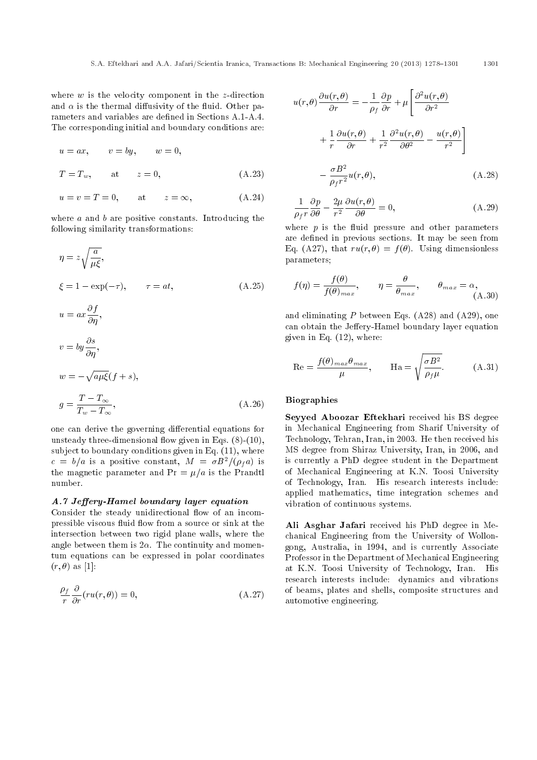where $w$ is the velocity component in the $z$-direction and $\alpha$ is the thermal diffusivity of the fluid. Other parameters and variables are defined in Sections A.1-A.4. The corresponding initial and boundary conditions are:

$$u = ax, \qquad v = by, \qquad w = 0,$$

$$T = T_w, \qquad \text{at} \qquad z = 0, \tag{A.23}$$

$$u = v = T = 0, \qquad \text{at} \qquad z = \infty, \tag{A.24}$$

where $a$ and $b$ are positive constants. Introducing the following similarity transformations:

$$\eta = z\sqrt{\frac{a}{\mu\xi}},$$

$$\xi = 1 - \exp(-\tau), \qquad \tau = at, \tag{A.25}$$

$$u = ax\frac{\partial f}{\partial \eta},$$

$$v = by\frac{\partial s}{\partial \eta},$$

$$w = -\sqrt{a\mu\xi}(f + s),$$

$$g = \frac{T - T_\infty}{T_w - T_\infty}, \tag{A.26}$$

one can derive the governing differential equations for unsteady three-dimensional flow given in Eqs. (8)-(10), subject to boundary conditions given in Eq. (11), where $c = b/a$ is a positive constant, $M = \sigma B^2/(\rho_f a)$ is the magnetic parameter and $\text{Pr} = \mu/a$ is the Prandtl number.

### *A.7 Jeffery-Hamel boundary layer equation*

Consider the steady unidirectional flow of an incompressible viscous fluid flow from a source or sink at the intersection between two rigid plane walls, where the angle between them is $2\alpha$. The continuity and momentum equations can be expressed in polar coordinates $(r, \theta)$ as [1]:

$$\frac{\rho_f}{r}\frac{\partial}{\partial r}(ru(r,\theta)) = 0, \tag{A.27}$$

$$u(r,\theta)\frac{\partial u(r,\theta)}{\partial r} = -\frac{1}{\rho_f}\frac{\partial p}{\partial r} + \mu\left[\frac{\partial^2 u(r,\theta)}{\partial r^2} + \frac{1}{r}\frac{\partial u(r,\theta)}{\partial r} + \frac{1}{r^2}\frac{\partial^2 u(r,\theta)}{\partial \theta^2} - \frac{u(r,\theta)}{r^2}\right] - \frac{\sigma B^2}{\rho_f r^2}u(r,\theta), \tag{A.28}$$

$$\frac{1}{\rho_f r}\frac{\partial p}{\partial \theta} - \frac{2\mu}{r^2}\frac{\partial u(r,\theta)}{\partial \theta} = 0, \tag{A.29}$$

where $p$ is the fluid pressure and other parameters are defined in previous sections. It may be seen from Eq. (A27), that $ru(r,\theta) = f(\theta)$. Using dimensionless parameters;

$$f(\eta) = \frac{f(\theta)}{f(\theta)_{max}}, \qquad \eta = \frac{\theta}{\theta_{max}}, \qquad \theta_{max} = \alpha, \tag{A.30}$$

and eliminating $P$ between Eqs. (A28) and (A29), one can obtain the Jeffery-Hamel boundary layer equation given in Eq. (12), where:

$$\text{Re} = \frac{f(\theta)_{max}\theta_{max}}{\mu}, \qquad \text{Ha} = \sqrt{\frac{\sigma B^2}{\rho_f \mu}}. \tag{A.31}$$

## Biographies

**Seyyed Aboozar Eftekhari** received his BS degree in Mechanical Engineering from Sharif University of Technology, Tehran, Iran, in 2003. He then received his MS degree from Shiraz University, Iran, in 2006, and is currently a PhD degree student in the Department of Mechanical Engineering at K.N. Toosi University of Technology, Iran. His research interests include: applied mathematics, time integration schemes and vibration of continuous systems.

**Ali Asghar Jafari** received his PhD degree in Mechanical Engineering from the University of Wollongong, Australia, in 1994, and is currently Associate Professor in the Department of Mechanical Engineering at K.N. Toosi University of Technology, Iran. His research interests include: dynamics and vibrations of beams, plates and shells, composite structures and automotive engineering.